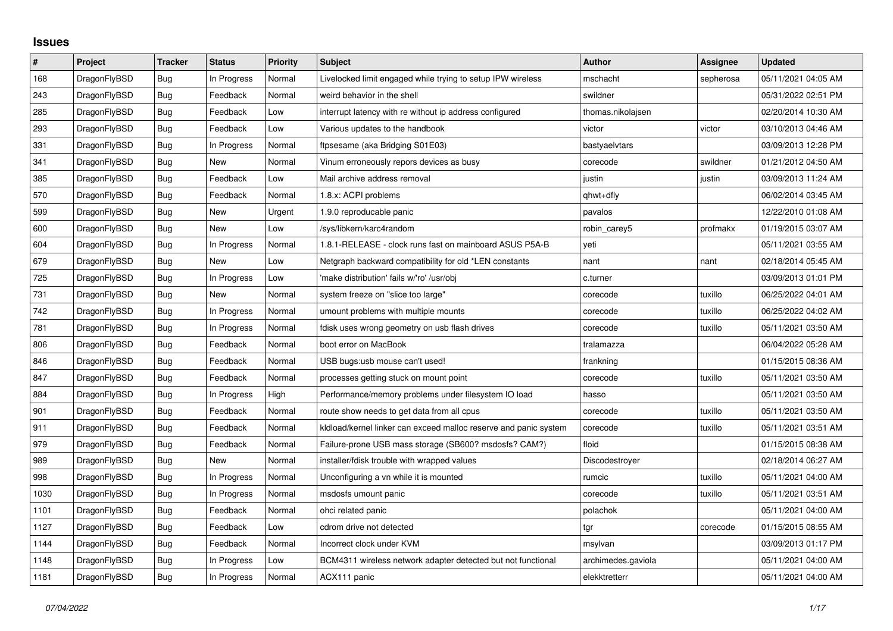# Issues

| # | Project | Tracker | Status | Priority | Subject | Author | Assignee | Updated |
|---|---|---|---|---|---|---|---|---|
| 168 | DragonFlyBSD | Bug | In Progress | Normal | Livelocked limit engaged while trying to setup IPW wireless | mschacht | sepherosa | 05/11/2021 04:05 AM |
| 243 | DragonFlyBSD | Bug | Feedback | Normal | weird behavior in the shell | swildner | | 05/31/2022 02:51 PM |
| 285 | DragonFlyBSD | Bug | Feedback | Low | interrupt latency with re without ip address configured | thomas.nikolajsen | | 02/20/2014 10:30 AM |
| 293 | DragonFlyBSD | Bug | Feedback | Low | Various updates to the handbook | victor | victor | 03/10/2013 04:46 AM |
| 331 | DragonFlyBSD | Bug | In Progress | Normal | ftpsesame (aka Bridging S01E03) | bastyaelvtars | | 03/09/2013 12:28 PM |
| 341 | DragonFlyBSD | Bug | New | Normal | Vinum erroneously repors devices as busy | corecode | swildner | 01/21/2012 04:50 AM |
| 385 | DragonFlyBSD | Bug | Feedback | Low | Mail archive address removal | justin | justin | 03/09/2013 11:24 AM |
| 570 | DragonFlyBSD | Bug | Feedback | Normal | 1.8.x: ACPI problems | qhwt+dfly | | 06/02/2014 03:45 AM |
| 599 | DragonFlyBSD | Bug | New | Urgent | 1.9.0 reproducable panic | pavalos | | 12/22/2010 01:08 AM |
| 600 | DragonFlyBSD | Bug | New | Low | /sys/libkern/karc4random | robin_carey5 | profmakx | 01/19/2015 03:07 AM |
| 604 | DragonFlyBSD | Bug | In Progress | Normal | 1.8.1-RELEASE - clock runs fast on mainboard ASUS P5A-B | yeti | | 05/11/2021 03:55 AM |
| 679 | DragonFlyBSD | Bug | New | Low | Netgraph backward compatibility for old *LEN constants | nant | nant | 02/18/2014 05:45 AM |
| 725 | DragonFlyBSD | Bug | In Progress | Low | 'make distribution' fails w/'ro' /usr/obj | c.turner | | 03/09/2013 01:01 PM |
| 731 | DragonFlyBSD | Bug | New | Normal | system freeze on "slice too large" | corecode | tuxillo | 06/25/2022 04:01 AM |
| 742 | DragonFlyBSD | Bug | In Progress | Normal | umount problems with multiple mounts | corecode | tuxillo | 06/25/2022 04:02 AM |
| 781 | DragonFlyBSD | Bug | In Progress | Normal | fdisk uses wrong geometry on usb flash drives | corecode | tuxillo | 05/11/2021 03:50 AM |
| 806 | DragonFlyBSD | Bug | Feedback | Normal | boot error on MacBook | tralamazza | | 06/04/2022 05:28 AM |
| 846 | DragonFlyBSD | Bug | Feedback | Normal | USB bugs:usb mouse can't used! | frankning | | 01/15/2015 08:36 AM |
| 847 | DragonFlyBSD | Bug | Feedback | Normal | processes getting stuck on mount point | corecode | tuxillo | 05/11/2021 03:50 AM |
| 884 | DragonFlyBSD | Bug | In Progress | High | Performance/memory problems under filesystem IO load | hasso | | 05/11/2021 03:50 AM |
| 901 | DragonFlyBSD | Bug | Feedback | Normal | route show needs to get data from all cpus | corecode | tuxillo | 05/11/2021 03:50 AM |
| 911 | DragonFlyBSD | Bug | Feedback | Normal | kldload/kernel linker can exceed malloc reserve and panic system | corecode | tuxillo | 05/11/2021 03:51 AM |
| 979 | DragonFlyBSD | Bug | Feedback | Normal | Failure-prone USB mass storage (SB600? msdosfs? CAM?) | floid | | 01/15/2015 08:38 AM |
| 989 | DragonFlyBSD | Bug | New | Normal | installer/fdisk trouble with wrapped values | Discodestroyer | | 02/18/2014 06:27 AM |
| 998 | DragonFlyBSD | Bug | In Progress | Normal | Unconfiguring a vn while it is mounted | rumcic | tuxillo | 05/11/2021 04:00 AM |
| 1030 | DragonFlyBSD | Bug | In Progress | Normal | msdosfs umount panic | corecode | tuxillo | 05/11/2021 03:51 AM |
| 1101 | DragonFlyBSD | Bug | Feedback | Normal | ohci related panic | polachok | | 05/11/2021 04:00 AM |
| 1127 | DragonFlyBSD | Bug | Feedback | Low | cdrom drive not detected | tgr | corecode | 01/15/2015 08:55 AM |
| 1144 | DragonFlyBSD | Bug | Feedback | Normal | Incorrect clock under KVM | msylvan | | 03/09/2013 01:17 PM |
| 1148 | DragonFlyBSD | Bug | In Progress | Low | BCM4311 wireless network adapter detected but not functional | archimedes.gaviola | | 05/11/2021 04:00 AM |
| 1181 | DragonFlyBSD | Bug | In Progress | Normal | ACX111 panic | elekktretterr | | 05/11/2021 04:00 AM |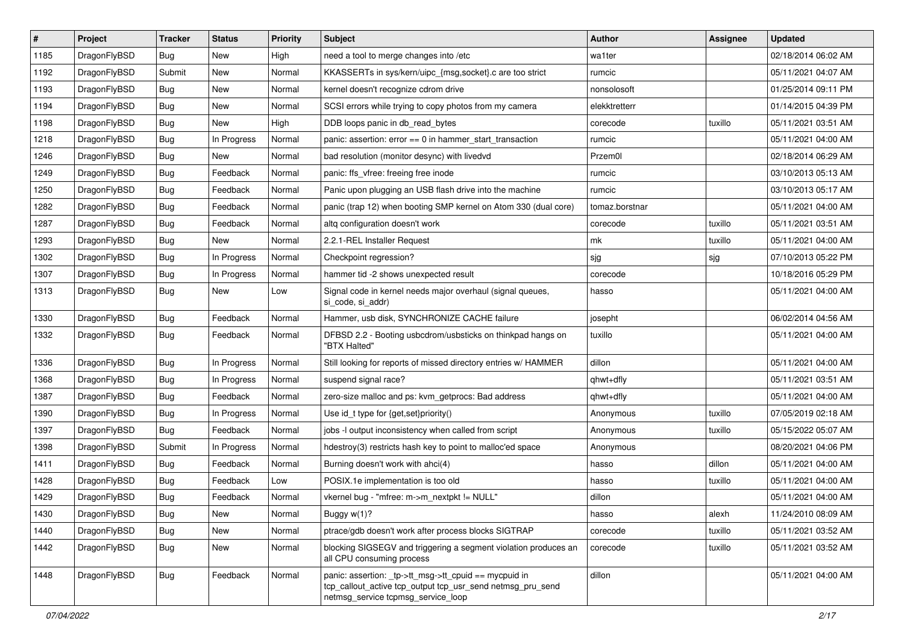| # | Project | Tracker | Status | Priority | Subject | Author | Assignee | Updated |
|---|---|---|---|---|---|---|---|---|
| 1185 | DragonFlyBSD | Bug | New | High | need a tool to merge changes into /etc | wa1ter | | 02/18/2014 06:02 AM |
| 1192 | DragonFlyBSD | Submit | New | Normal | KKASSERTs in sys/kern/uipc_{msg,socket}.c are too strict | rumcic | | 05/11/2021 04:07 AM |
| 1193 | DragonFlyBSD | Bug | New | Normal | kernel doesn't recognize cdrom drive | nonsolosoft | | 01/25/2014 09:11 PM |
| 1194 | DragonFlyBSD | Bug | New | Normal | SCSI errors while trying to copy photos from my camera | elekktretterr | | 01/14/2015 04:39 PM |
| 1198 | DragonFlyBSD | Bug | New | High | DDB loops panic in db_read_bytes | corecode | tuxillo | 05/11/2021 03:51 AM |
| 1218 | DragonFlyBSD | Bug | In Progress | Normal | panic: assertion: error == 0 in hammer_start_transaction | rumcic | | 05/11/2021 04:00 AM |
| 1246 | DragonFlyBSD | Bug | New | Normal | bad resolution (monitor desync) with livedvd | Przem0l | | 02/18/2014 06:29 AM |
| 1249 | DragonFlyBSD | Bug | Feedback | Normal | panic: ffs_vfree: freeing free inode | rumcic | | 03/10/2013 05:13 AM |
| 1250 | DragonFlyBSD | Bug | Feedback | Normal | Panic upon plugging an USB flash drive into the machine | rumcic | | 03/10/2013 05:17 AM |
| 1282 | DragonFlyBSD | Bug | Feedback | Normal | panic (trap 12) when booting SMP kernel on Atom 330 (dual core) | tomaz.borstnar | | 05/11/2021 04:00 AM |
| 1287 | DragonFlyBSD | Bug | Feedback | Normal | altq configuration doesn't work | corecode | tuxillo | 05/11/2021 03:51 AM |
| 1293 | DragonFlyBSD | Bug | New | Normal | 2.2.1-REL Installer Request | mk | tuxillo | 05/11/2021 04:00 AM |
| 1302 | DragonFlyBSD | Bug | In Progress | Normal | Checkpoint regression? | sjg | sjg | 07/10/2013 05:22 PM |
| 1307 | DragonFlyBSD | Bug | In Progress | Normal | hammer tid -2 shows unexpected result | corecode | | 10/18/2016 05:29 PM |
| 1313 | DragonFlyBSD | Bug | New | Low | Signal code in kernel needs major overhaul (signal queues, si_code, si_addr) | hasso | | 05/11/2021 04:00 AM |
| 1330 | DragonFlyBSD | Bug | Feedback | Normal | Hammer, usb disk, SYNCHRONIZE CACHE failure | josepht | | 06/02/2014 04:56 AM |
| 1332 | DragonFlyBSD | Bug | Feedback | Normal | DFBSD 2.2 - Booting usbcdrom/usbsticks on thinkpad hangs on "BTX Halted" | tuxillo | | 05/11/2021 04:00 AM |
| 1336 | DragonFlyBSD | Bug | In Progress | Normal | Still looking for reports of missed directory entries w/ HAMMER | dillon | | 05/11/2021 04:00 AM |
| 1368 | DragonFlyBSD | Bug | In Progress | Normal | suspend signal race? | qhwt+dfly | | 05/11/2021 03:51 AM |
| 1387 | DragonFlyBSD | Bug | Feedback | Normal | zero-size malloc and ps: kvm_getprocs: Bad address | qhwt+dfly | | 05/11/2021 04:00 AM |
| 1390 | DragonFlyBSD | Bug | In Progress | Normal | Use id_t type for {get,set}priority() | Anonymous | tuxillo | 07/05/2019 02:18 AM |
| 1397 | DragonFlyBSD | Bug | Feedback | Normal | jobs -l output inconsistency when called from script | Anonymous | tuxillo | 05/15/2022 05:07 AM |
| 1398 | DragonFlyBSD | Submit | In Progress | Normal | hdestroy(3) restricts hash key to point to malloc'ed space | Anonymous | | 08/20/2021 04:06 PM |
| 1411 | DragonFlyBSD | Bug | Feedback | Normal | Burning doesn't work with ahci(4) | hasso | dillon | 05/11/2021 04:00 AM |
| 1428 | DragonFlyBSD | Bug | Feedback | Low | POSIX.1e implementation is too old | hasso | tuxillo | 05/11/2021 04:00 AM |
| 1429 | DragonFlyBSD | Bug | Feedback | Normal | vkernel bug - "mfree: m->m_nextpkt != NULL" | dillon | | 05/11/2021 04:00 AM |
| 1430 | DragonFlyBSD | Bug | New | Normal | Buggy w(1)? | hasso | alexh | 11/24/2010 08:09 AM |
| 1440 | DragonFlyBSD | Bug | New | Normal | ptrace/gdb doesn't work after process blocks SIGTRAP | corecode | tuxillo | 05/11/2021 03:52 AM |
| 1442 | DragonFlyBSD | Bug | New | Normal | blocking SIGSEGV and triggering a segment violation produces an all CPU consuming process | corecode | tuxillo | 05/11/2021 03:52 AM |
| 1448 | DragonFlyBSD | Bug | Feedback | Normal | panic: assertion: _tp->tt_msg->tt_cpuid == mycpuid in tcp_callout_active tcp_output tcp_usr_send netmsg_pru_send netmsg_service tcpmsg_service_loop | dillon | | 05/11/2021 04:00 AM |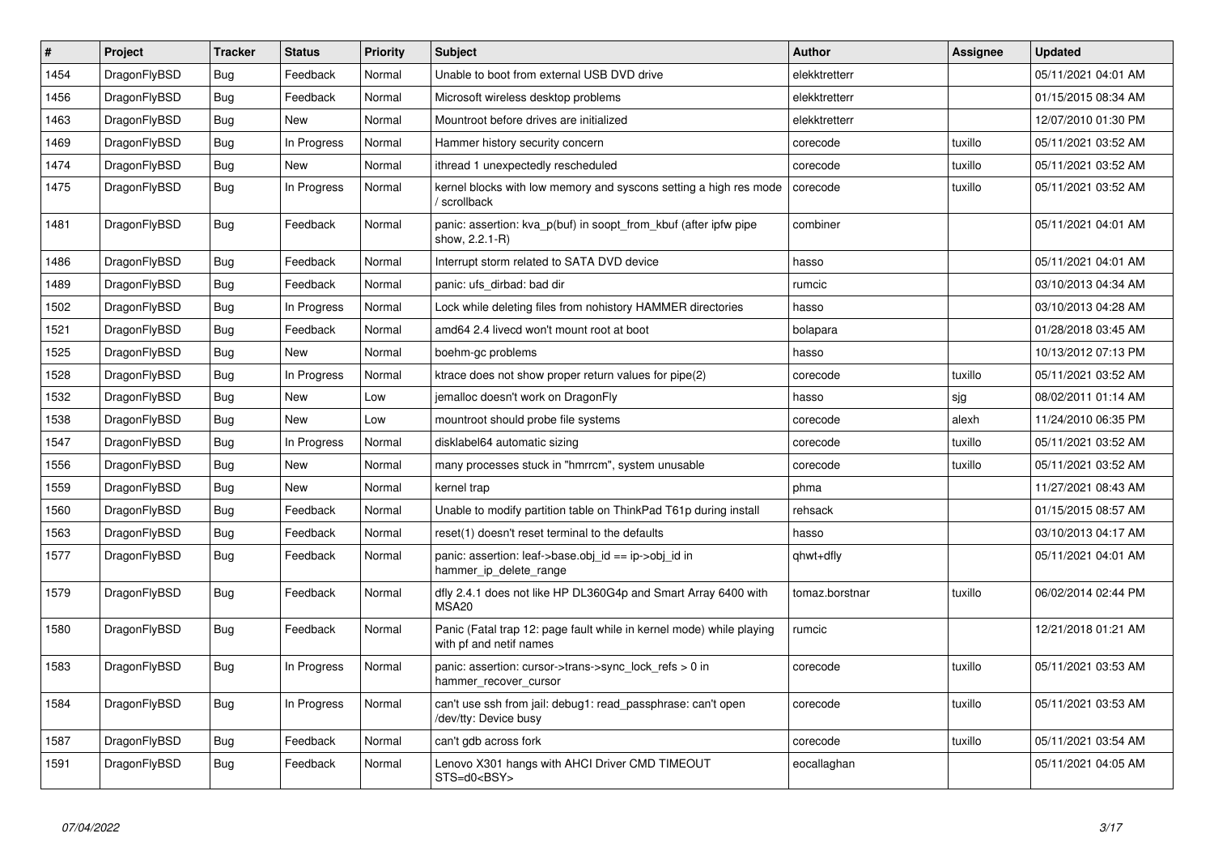| # | Project | Tracker | Status | Priority | Subject | Author | Assignee | Updated |
|---|---|---|---|---|---|---|---|---|
| 1454 | DragonFlyBSD | Bug | Feedback | Normal | Unable to boot from external USB DVD drive | elekktretterr | | 05/11/2021 04:01 AM |
| 1456 | DragonFlyBSD | Bug | Feedback | Normal | Microsoft wireless desktop problems | elekktretterr | | 01/15/2015 08:34 AM |
| 1463 | DragonFlyBSD | Bug | New | Normal | Mountroot before drives are initialized | elekktretterr | | 12/07/2010 01:30 PM |
| 1469 | DragonFlyBSD | Bug | In Progress | Normal | Hammer history security concern | corecode | tuxillo | 05/11/2021 03:52 AM |
| 1474 | DragonFlyBSD | Bug | New | Normal | ithread 1 unexpectedly rescheduled | corecode | tuxillo | 05/11/2021 03:52 AM |
| 1475 | DragonFlyBSD | Bug | In Progress | Normal | kernel blocks with low memory and syscons setting a high res mode / scrollback | corecode | tuxillo | 05/11/2021 03:52 AM |
| 1481 | DragonFlyBSD | Bug | Feedback | Normal | panic: assertion: kva_p(buf) in soopt_from_kbuf (after ipfw pipe show, 2.2.1-R) | combiner | | 05/11/2021 04:01 AM |
| 1486 | DragonFlyBSD | Bug | Feedback | Normal | Interrupt storm related to SATA DVD device | hasso | | 05/11/2021 04:01 AM |
| 1489 | DragonFlyBSD | Bug | Feedback | Normal | panic: ufs_dirbad: bad dir | rumcic | | 03/10/2013 04:34 AM |
| 1502 | DragonFlyBSD | Bug | In Progress | Normal | Lock while deleting files from nohistory HAMMER directories | hasso | | 03/10/2013 04:28 AM |
| 1521 | DragonFlyBSD | Bug | Feedback | Normal | amd64 2.4 livecd won't mount root at boot | bolapara | | 01/28/2018 03:45 AM |
| 1525 | DragonFlyBSD | Bug | New | Normal | boehm-gc problems | hasso | | 10/13/2012 07:13 PM |
| 1528 | DragonFlyBSD | Bug | In Progress | Normal | ktrace does not show proper return values for pipe(2) | corecode | tuxillo | 05/11/2021 03:52 AM |
| 1532 | DragonFlyBSD | Bug | New | Low | jemalloc doesn't work on DragonFly | hasso | sjg | 08/02/2011 01:14 AM |
| 1538 | DragonFlyBSD | Bug | New | Low | mountroot should probe file systems | corecode | alexh | 11/24/2010 06:35 PM |
| 1547 | DragonFlyBSD | Bug | In Progress | Normal | disklabel64 automatic sizing | corecode | tuxillo | 05/11/2021 03:52 AM |
| 1556 | DragonFlyBSD | Bug | New | Normal | many processes stuck in "hmrrcm", system unusable | corecode | tuxillo | 05/11/2021 03:52 AM |
| 1559 | DragonFlyBSD | Bug | New | Normal | kernel trap | phma | | 11/27/2021 08:43 AM |
| 1560 | DragonFlyBSD | Bug | Feedback | Normal | Unable to modify partition table on ThinkPad T61p during install | rehsack | | 01/15/2015 08:57 AM |
| 1563 | DragonFlyBSD | Bug | Feedback | Normal | reset(1) doesn't reset terminal to the defaults | hasso | | 03/10/2013 04:17 AM |
| 1577 | DragonFlyBSD | Bug | Feedback | Normal | panic: assertion: leaf->base.obj_id == ip->obj_id in hammer_ip_delete_range | qhwt+dfly | | 05/11/2021 04:01 AM |
| 1579 | DragonFlyBSD | Bug | Feedback | Normal | dfly 2.4.1 does not like HP DL360G4p and Smart Array 6400 with MSA20 | tomaz.borstnar | tuxillo | 06/02/2014 02:44 PM |
| 1580 | DragonFlyBSD | Bug | Feedback | Normal | Panic (Fatal trap 12: page fault while in kernel mode) while playing with pf and netif names | rumcic | | 12/21/2018 01:21 AM |
| 1583 | DragonFlyBSD | Bug | In Progress | Normal | panic: assertion: cursor->trans->sync_lock_refs > 0 in hammer_recover_cursor | corecode | tuxillo | 05/11/2021 03:53 AM |
| 1584 | DragonFlyBSD | Bug | In Progress | Normal | can't use ssh from jail: debug1: read_passphrase: can't open /dev/tty: Device busy | corecode | tuxillo | 05/11/2021 03:53 AM |
| 1587 | DragonFlyBSD | Bug | Feedback | Normal | can't gdb across fork | corecode | tuxillo | 05/11/2021 03:54 AM |
| 1591 | DragonFlyBSD | Bug | Feedback | Normal | Lenovo X301 hangs with AHCI Driver CMD TIMEOUT STS=d0<BSY> | eocallaghan | | 05/11/2021 04:05 AM |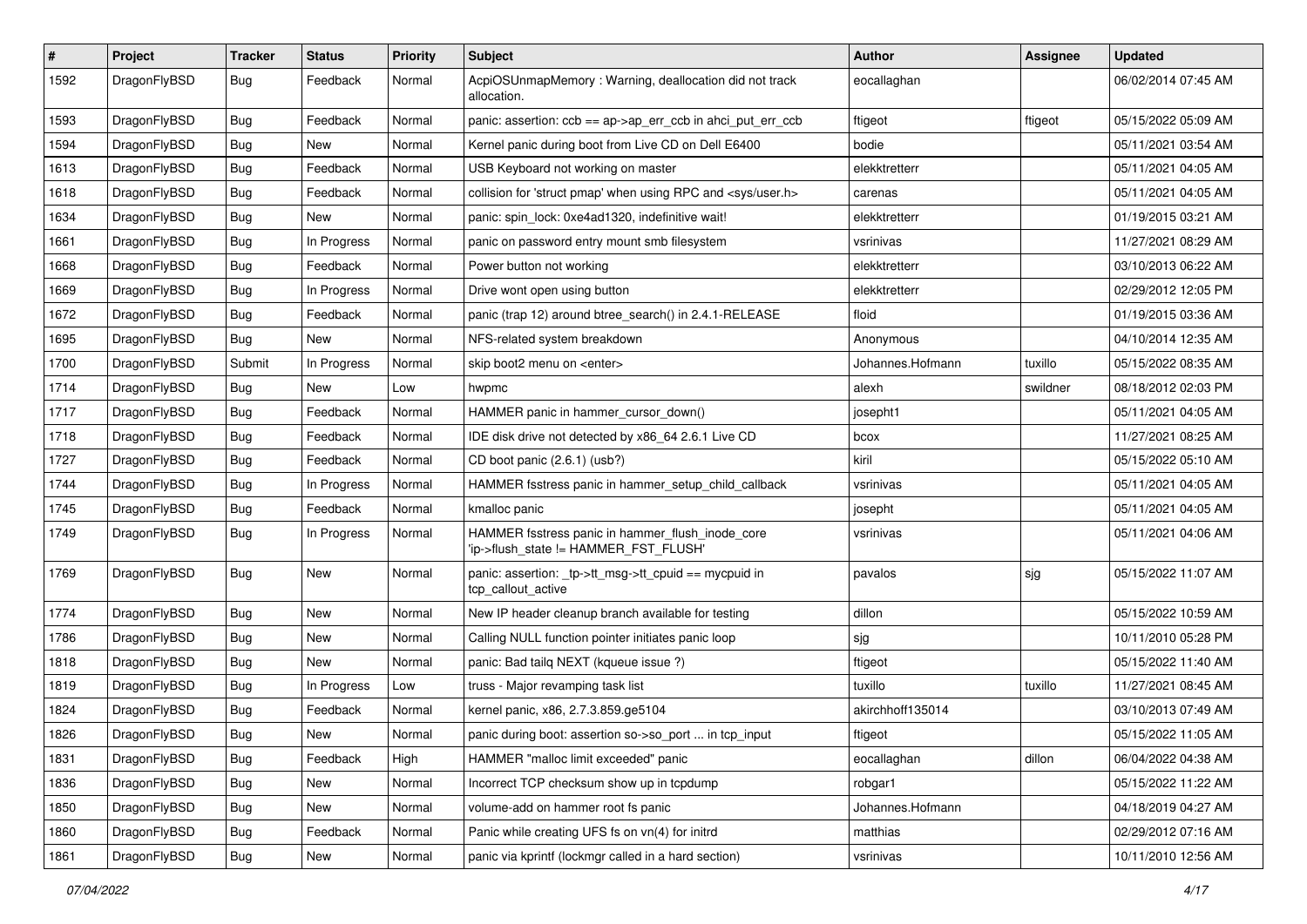| # | Project | Tracker | Status | Priority | Subject | Author | Assignee | Updated |
|---|---|---|---|---|---|---|---|---|
| 1592 | DragonFlyBSD | Bug | Feedback | Normal | AcpiOSUnmapMemory : Warning, deallocation did not track allocation. | eocallaghan | | 06/02/2014 07:45 AM |
| 1593 | DragonFlyBSD | Bug | Feedback | Normal | panic: assertion: ccb == ap->ap_err_ccb in ahci_put_err_ccb | ftigeot | ftigeot | 05/15/2022 05:09 AM |
| 1594 | DragonFlyBSD | Bug | New | Normal | Kernel panic during boot from Live CD on Dell E6400 | bodie | | 05/11/2021 03:54 AM |
| 1613 | DragonFlyBSD | Bug | Feedback | Normal | USB Keyboard not working on master | elekktretterr | | 05/11/2021 04:05 AM |
| 1618 | DragonFlyBSD | Bug | Feedback | Normal | collision for 'struct pmap' when using RPC and <sys/user.h> | carenas | | 05/11/2021 04:05 AM |
| 1634 | DragonFlyBSD | Bug | New | Normal | panic: spin_lock: 0xe4ad1320, indefinitive wait! | elekktretterr | | 01/19/2015 03:21 AM |
| 1661 | DragonFlyBSD | Bug | In Progress | Normal | panic on password entry mount smb filesystem | vsrinivas | | 11/27/2021 08:29 AM |
| 1668 | DragonFlyBSD | Bug | Feedback | Normal | Power button not working | elekktretterr | | 03/10/2013 06:22 AM |
| 1669 | DragonFlyBSD | Bug | In Progress | Normal | Drive wont open using button | elekktretterr | | 02/29/2012 12:05 PM |
| 1672 | DragonFlyBSD | Bug | Feedback | Normal | panic (trap 12) around btree_search() in 2.4.1-RELEASE | floid | | 01/19/2015 03:36 AM |
| 1695 | DragonFlyBSD | Bug | New | Normal | NFS-related system breakdown | Anonymous | | 04/10/2014 12:35 AM |
| 1700 | DragonFlyBSD | Submit | In Progress | Normal | skip boot2 menu on <enter> | Johannes.Hofmann | tuxillo | 05/15/2022 08:35 AM |
| 1714 | DragonFlyBSD | Bug | New | Low | hwpmc | alexh | swildner | 08/18/2012 02:03 PM |
| 1717 | DragonFlyBSD | Bug | Feedback | Normal | HAMMER panic in hammer_cursor_down() | josepht1 | | 05/11/2021 04:05 AM |
| 1718 | DragonFlyBSD | Bug | Feedback | Normal | IDE disk drive not detected by x86_64 2.6.1 Live CD | bcox | | 11/27/2021 08:25 AM |
| 1727 | DragonFlyBSD | Bug | Feedback | Normal | CD boot panic (2.6.1) (usb?) | kiril | | 05/15/2022 05:10 AM |
| 1744 | DragonFlyBSD | Bug | In Progress | Normal | HAMMER fsstress panic in hammer_setup_child_callback | vsrinivas | | 05/11/2021 04:05 AM |
| 1745 | DragonFlyBSD | Bug | Feedback | Normal | kmalloc panic | josepht | | 05/11/2021 04:05 AM |
| 1749 | DragonFlyBSD | Bug | In Progress | Normal | HAMMER fsstress panic in hammer_flush_inode_core 'ip->flush_state != HAMMER_FST_FLUSH' | vsrinivas | | 05/11/2021 04:06 AM |
| 1769 | DragonFlyBSD | Bug | New | Normal | panic: assertion: _tp->tt_msg->tt_cpuid == mycpuid in tcp_callout_active | pavalos | sjg | 05/15/2022 11:07 AM |
| 1774 | DragonFlyBSD | Bug | New | Normal | New IP header cleanup branch available for testing | dillon | | 05/15/2022 10:59 AM |
| 1786 | DragonFlyBSD | Bug | New | Normal | Calling NULL function pointer initiates panic loop | sjg | | 10/11/2010 05:28 PM |
| 1818 | DragonFlyBSD | Bug | New | Normal | panic: Bad tailq NEXT (kqueue issue ?) | ftigeot | | 05/15/2022 11:40 AM |
| 1819 | DragonFlyBSD | Bug | In Progress | Low | truss - Major revamping task list | tuxillo | tuxillo | 11/27/2021 08:45 AM |
| 1824 | DragonFlyBSD | Bug | Feedback | Normal | kernel panic, x86, 2.7.3.859.ge5104 | akirchhoff135014 | | 03/10/2013 07:49 AM |
| 1826 | DragonFlyBSD | Bug | New | Normal | panic during boot: assertion so->so_port ... in tcp_input | ftigeot | | 05/15/2022 11:05 AM |
| 1831 | DragonFlyBSD | Bug | Feedback | High | HAMMER "malloc limit exceeded" panic | eocallaghan | dillon | 06/04/2022 04:38 AM |
| 1836 | DragonFlyBSD | Bug | New | Normal | Incorrect TCP checksum show up in tcpdump | robgar1 | | 05/15/2022 11:22 AM |
| 1850 | DragonFlyBSD | Bug | New | Normal | volume-add on hammer root fs panic | Johannes.Hofmann | | 04/18/2019 04:27 AM |
| 1860 | DragonFlyBSD | Bug | Feedback | Normal | Panic while creating UFS fs on vn(4) for initrd | matthias | | 02/29/2012 07:16 AM |
| 1861 | DragonFlyBSD | Bug | New | Normal | panic via kprintf (lockmgr called in a hard section) | vsrinivas | | 10/11/2010 12:56 AM |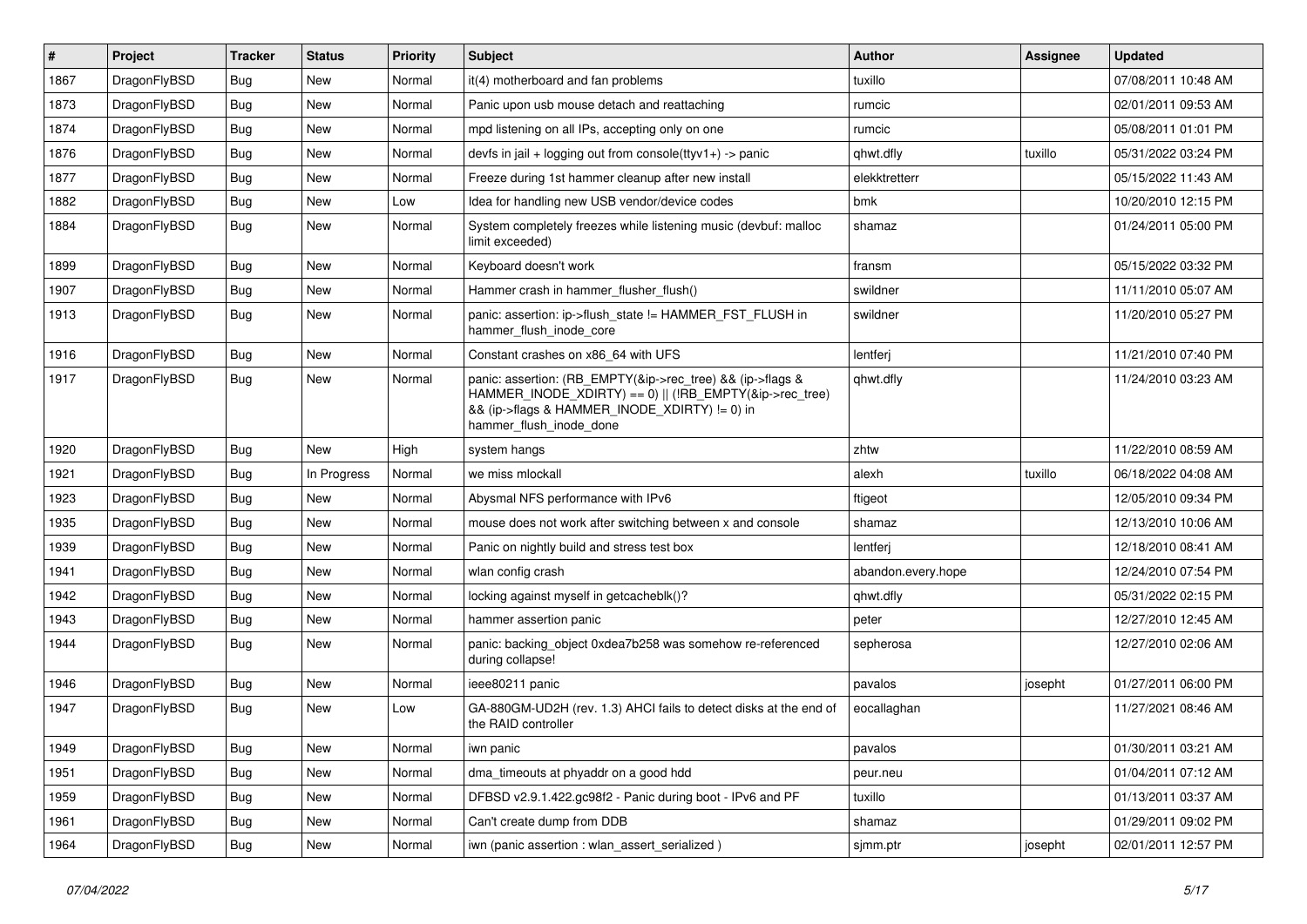| # | Project | Tracker | Status | Priority | Subject | Author | Assignee | Updated |
|---|---|---|---|---|---|---|---|---|
| 1867 | DragonFlyBSD | Bug | New | Normal | it(4) motherboard and fan problems | tuxillo | | 07/08/2011 10:48 AM |
| 1873 | DragonFlyBSD | Bug | New | Normal | Panic upon usb mouse detach and reattaching | rumcic | | 02/01/2011 09:53 AM |
| 1874 | DragonFlyBSD | Bug | New | Normal | mpd listening on all IPs, accepting only on one | rumcic | | 05/08/2011 01:01 PM |
| 1876 | DragonFlyBSD | Bug | New | Normal | devfs in jail + logging out from console(ttyv1+) -> panic | qhwt.dfly | tuxillo | 05/31/2022 03:24 PM |
| 1877 | DragonFlyBSD | Bug | New | Normal | Freeze during 1st hammer cleanup after new install | elekktretterr | | 05/15/2022 11:43 AM |
| 1882 | DragonFlyBSD | Bug | New | Low | Idea for handling new USB vendor/device codes | bmk | | 10/20/2010 12:15 PM |
| 1884 | DragonFlyBSD | Bug | New | Normal | System completely freezes while listening music (devbuf: malloc limit exceeded) | shamaz | | 01/24/2011 05:00 PM |
| 1899 | DragonFlyBSD | Bug | New | Normal | Keyboard doesn't work | fransm | | 05/15/2022 03:32 PM |
| 1907 | DragonFlyBSD | Bug | New | Normal | Hammer crash in hammer_flusher_flush() | swildner | | 11/11/2010 05:07 AM |
| 1913 | DragonFlyBSD | Bug | New | Normal | panic: assertion: ip->flush_state != HAMMER_FST_FLUSH in hammer_flush_inode_core | swildner | | 11/20/2010 05:27 PM |
| 1916 | DragonFlyBSD | Bug | New | Normal | Constant crashes on x86_64 with UFS | lentferj | | 11/21/2010 07:40 PM |
| 1917 | DragonFlyBSD | Bug | New | Normal | panic: assertion: (RB_EMPTY(&ip->rec_tree) && (ip->flags & HAMMER_INODE_XDIRTY) == 0) \|\| (!RB_EMPTY(&ip->rec_tree) && (ip->flags & HAMMER_INODE_XDIRTY) != 0) in hammer_flush_inode_done | qhwt.dfly | | 11/24/2010 03:23 AM |
| 1920 | DragonFlyBSD | Bug | New | High | system hangs | zhtw | | 11/22/2010 08:59 AM |
| 1921 | DragonFlyBSD | Bug | In Progress | Normal | we miss mlockall | alexh | tuxillo | 06/18/2022 04:08 AM |
| 1923 | DragonFlyBSD | Bug | New | Normal | Abysmal NFS performance with IPv6 | ftigeot | | 12/05/2010 09:34 PM |
| 1935 | DragonFlyBSD | Bug | New | Normal | mouse does not work after switching between x and console | shamaz | | 12/13/2010 10:06 AM |
| 1939 | DragonFlyBSD | Bug | New | Normal | Panic on nightly build and stress test box | lentferj | | 12/18/2010 08:41 AM |
| 1941 | DragonFlyBSD | Bug | New | Normal | wlan config crash | abandon.every.hope | | 12/24/2010 07:54 PM |
| 1942 | DragonFlyBSD | Bug | New | Normal | locking against myself in getcacheblk()? | qhwt.dfly | | 05/31/2022 02:15 PM |
| 1943 | DragonFlyBSD | Bug | New | Normal | hammer assertion panic | peter | | 12/27/2010 12:45 AM |
| 1944 | DragonFlyBSD | Bug | New | Normal | panic: backing_object 0xdea7b258 was somehow re-referenced during collapse! | sepherosa | | 12/27/2010 02:06 AM |
| 1946 | DragonFlyBSD | Bug | New | Normal | ieee80211 panic | pavalos | josepht | 01/27/2011 06:00 PM |
| 1947 | DragonFlyBSD | Bug | New | Low | GA-880GM-UD2H (rev. 1.3) AHCI fails to detect disks at the end of the RAID controller | eocallaghan | | 11/27/2021 08:46 AM |
| 1949 | DragonFlyBSD | Bug | New | Normal | iwn panic | pavalos | | 01/30/2011 03:21 AM |
| 1951 | DragonFlyBSD | Bug | New | Normal | dma_timeouts at phyaddr on a good hdd | peur.neu | | 01/04/2011 07:12 AM |
| 1959 | DragonFlyBSD | Bug | New | Normal | DFBSD v2.9.1.422.gc98f2 - Panic during boot - IPv6 and PF | tuxillo | | 01/13/2011 03:37 AM |
| 1961 | DragonFlyBSD | Bug | New | Normal | Can't create dump from DDB | shamaz | | 01/29/2011 09:02 PM |
| 1964 | DragonFlyBSD | Bug | New | Normal | iwn (panic assertion : wlan_assert_serialized ) | sjmm.ptr | josepht | 02/01/2011 12:57 PM |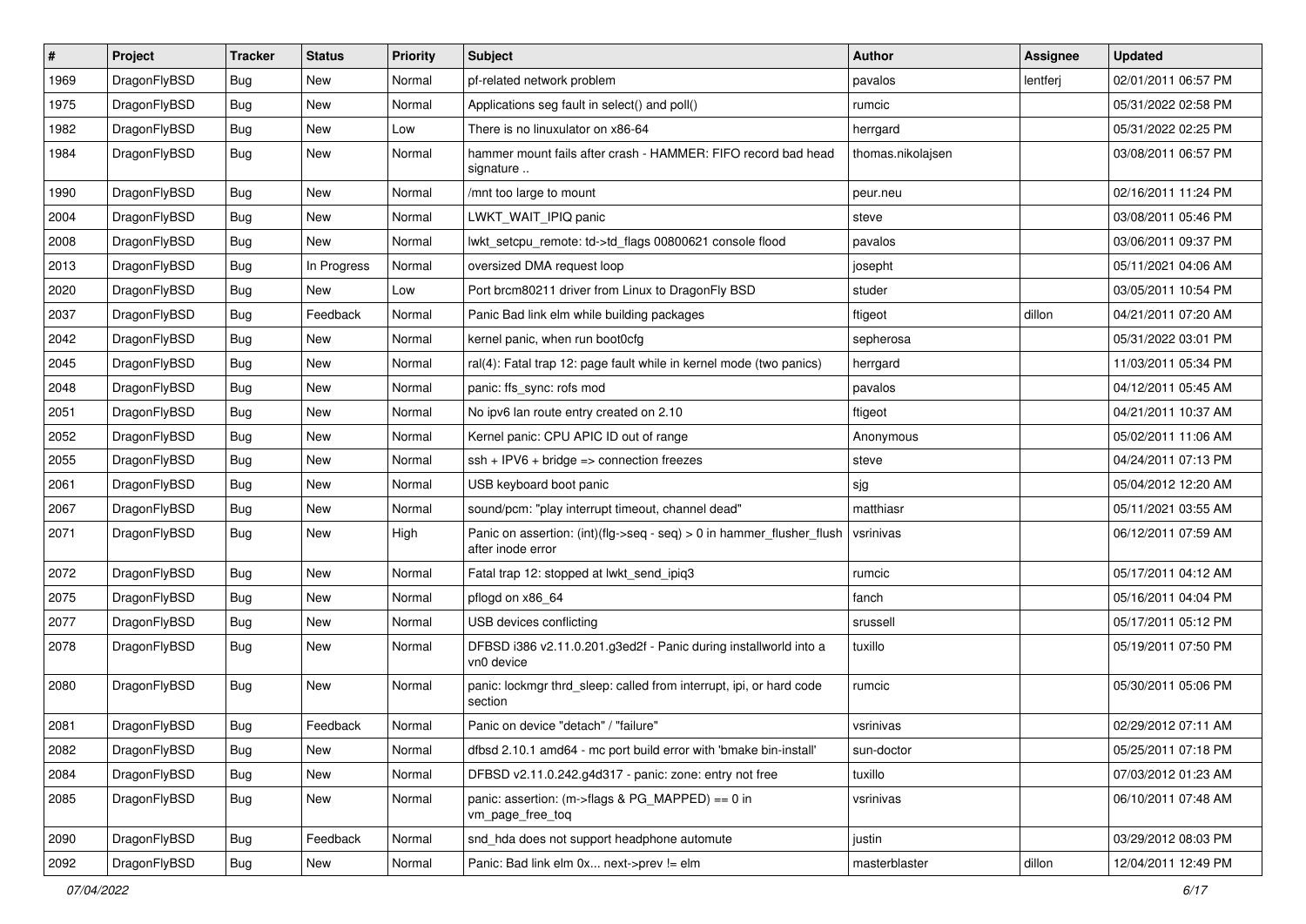| # | Project | Tracker | Status | Priority | Subject | Author | Assignee | Updated |
|---|---|---|---|---|---|---|---|---|
| 1969 | DragonFlyBSD | Bug | New | Normal | pf-related network problem | pavalos | lentferj | 02/01/2011 06:57 PM |
| 1975 | DragonFlyBSD | Bug | New | Normal | Applications seg fault in select() and poll() | rumcic | | 05/31/2022 02:58 PM |
| 1982 | DragonFlyBSD | Bug | New | Low | There is no linuxulator on x86-64 | herrgard | | 05/31/2022 02:25 PM |
| 1984 | DragonFlyBSD | Bug | New | Normal | hammer mount fails after crash - HAMMER: FIFO record bad head signature .. | thomas.nikolajsen | | 03/08/2011 06:57 PM |
| 1990 | DragonFlyBSD | Bug | New | Normal | /mnt too large to mount | peur.neu | | 02/16/2011 11:24 PM |
| 2004 | DragonFlyBSD | Bug | New | Normal | LWKT_WAIT_IPIQ panic | steve | | 03/08/2011 05:46 PM |
| 2008 | DragonFlyBSD | Bug | New | Normal | lwkt_setcpu_remote: td->td_flags 00800621 console flood | pavalos | | 03/06/2011 09:37 PM |
| 2013 | DragonFlyBSD | Bug | In Progress | Normal | oversized DMA request loop | josepht | | 05/11/2021 04:06 AM |
| 2020 | DragonFlyBSD | Bug | New | Low | Port brcm80211 driver from Linux to DragonFly BSD | studer | | 03/05/2011 10:54 PM |
| 2037 | DragonFlyBSD | Bug | Feedback | Normal | Panic Bad link elm while building packages | ftigeot | dillon | 04/21/2011 07:20 AM |
| 2042 | DragonFlyBSD | Bug | New | Normal | kernel panic, when run boot0cfg | sepherosa | | 05/31/2022 03:01 PM |
| 2045 | DragonFlyBSD | Bug | New | Normal | ral(4): Fatal trap 12: page fault while in kernel mode (two panics) | herrgard | | 11/03/2011 05:34 PM |
| 2048 | DragonFlyBSD | Bug | New | Normal | panic: ffs_sync: rofs mod | pavalos | | 04/12/2011 05:45 AM |
| 2051 | DragonFlyBSD | Bug | New | Normal | No ipv6 lan route entry created on 2.10 | ftigeot | | 04/21/2011 10:37 AM |
| 2052 | DragonFlyBSD | Bug | New | Normal | Kernel panic: CPU APIC ID out of range | Anonymous | | 05/02/2011 11:06 AM |
| 2055 | DragonFlyBSD | Bug | New | Normal | ssh + IPV6 + bridge => connection freezes | steve | | 04/24/2011 07:13 PM |
| 2061 | DragonFlyBSD | Bug | New | Normal | USB keyboard boot panic | sjg | | 05/04/2012 12:20 AM |
| 2067 | DragonFlyBSD | Bug | New | Normal | sound/pcm: "play interrupt timeout, channel dead" | matthiasr | | 05/11/2021 03:55 AM |
| 2071 | DragonFlyBSD | Bug | New | High | Panic on assertion: (int)(flg->seq - seq) > 0 in hammer_flusher_flush after inode error | vsrinivas | | 06/12/2011 07:59 AM |
| 2072 | DragonFlyBSD | Bug | New | Normal | Fatal trap 12: stopped at lwkt_send_ipiq3 | rumcic | | 05/17/2011 04:12 AM |
| 2075 | DragonFlyBSD | Bug | New | Normal | pflogd on x86_64 | fanch | | 05/16/2011 04:04 PM |
| 2077 | DragonFlyBSD | Bug | New | Normal | USB devices conflicting | srussell | | 05/17/2011 05:12 PM |
| 2078 | DragonFlyBSD | Bug | New | Normal | DFBSD i386 v2.11.0.201.g3ed2f - Panic during installworld into a vn0 device | tuxillo | | 05/19/2011 07:50 PM |
| 2080 | DragonFlyBSD | Bug | New | Normal | panic: lockmgr thrd_sleep: called from interrupt, ipi, or hard code section | rumcic | | 05/30/2011 05:06 PM |
| 2081 | DragonFlyBSD | Bug | Feedback | Normal | Panic on device "detach" / "failure" | vsrinivas | | 02/29/2012 07:11 AM |
| 2082 | DragonFlyBSD | Bug | New | Normal | dfbsd 2.10.1 amd64 - mc port build error with 'bmake bin-install' | sun-doctor | | 05/25/2011 07:18 PM |
| 2084 | DragonFlyBSD | Bug | New | Normal | DFBSD v2.11.0.242.g4d317 - panic: zone: entry not free | tuxillo | | 07/03/2012 01:23 AM |
| 2085 | DragonFlyBSD | Bug | New | Normal | panic: assertion: (m->flags & PG_MAPPED) == 0 in vm_page_free_toq | vsrinivas | | 06/10/2011 07:48 AM |
| 2090 | DragonFlyBSD | Bug | Feedback | Normal | snd_hda does not support headphone automute | justin | | 03/29/2012 08:03 PM |
| 2092 | DragonFlyBSD | Bug | New | Normal | Panic: Bad link elm 0x... next->prev != elm | masterblaster | dillon | 12/04/2011 12:49 PM |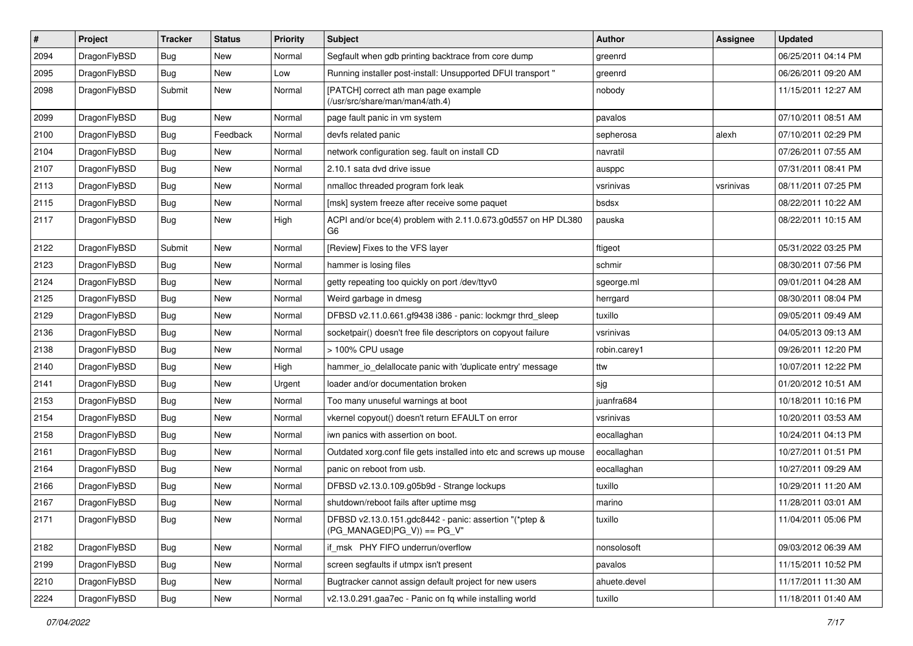| # | Project | Tracker | Status | Priority | Subject | Author | Assignee | Updated |
|---|---|---|---|---|---|---|---|---|
| 2094 | DragonFlyBSD | Bug | New | Normal | Segfault when gdb printing backtrace from core dump | greenrd | | 06/25/2011 04:14 PM |
| 2095 | DragonFlyBSD | Bug | New | Low | Running installer post-install: Unsupported DFUI transport " | greenrd | | 06/26/2011 09:20 AM |
| 2098 | DragonFlyBSD | Submit | New | Normal | [PATCH] correct ath man page example (/usr/src/share/man/man4/ath.4) | nobody | | 11/15/2011 12:27 AM |
| 2099 | DragonFlyBSD | Bug | New | Normal | page fault panic in vm system | pavalos | | 07/10/2011 08:51 AM |
| 2100 | DragonFlyBSD | Bug | Feedback | Normal | devfs related panic | sepherosa | alexh | 07/10/2011 02:29 PM |
| 2104 | DragonFlyBSD | Bug | New | Normal | network configuration seg. fault on install CD | navratil | | 07/26/2011 07:55 AM |
| 2107 | DragonFlyBSD | Bug | New | Normal | 2.10.1 sata dvd drive issue | ausppc | | 07/31/2011 08:41 PM |
| 2113 | DragonFlyBSD | Bug | New | Normal | nmalloc threaded program fork leak | vsrinivas | vsrinivas | 08/11/2011 07:25 PM |
| 2115 | DragonFlyBSD | Bug | New | Normal | [msk] system freeze after receive some paquet | bsdsx | | 08/22/2011 10:22 AM |
| 2117 | DragonFlyBSD | Bug | New | High | ACPI and/or bce(4) problem with 2.11.0.673.g0d557 on HP DL380 G6 | pauska | | 08/22/2011 10:15 AM |
| 2122 | DragonFlyBSD | Submit | New | Normal | [Review] Fixes to the VFS layer | ftigeot | | 05/31/2022 03:25 PM |
| 2123 | DragonFlyBSD | Bug | New | Normal | hammer is losing files | schmir | | 08/30/2011 07:56 PM |
| 2124 | DragonFlyBSD | Bug | New | Normal | getty repeating too quickly on port /dev/ttyv0 | sgeorge.ml | | 09/01/2011 04:28 AM |
| 2125 | DragonFlyBSD | Bug | New | Normal | Weird garbage in dmesg | herrgard | | 08/30/2011 08:04 PM |
| 2129 | DragonFlyBSD | Bug | New | Normal | DFBSD v2.11.0.661.gf9438 i386 - panic: lockmgr thrd_sleep | tuxillo | | 09/05/2011 09:49 AM |
| 2136 | DragonFlyBSD | Bug | New | Normal | socketpair() doesn't free file descriptors on copyout failure | vsrinivas | | 04/05/2013 09:13 AM |
| 2138 | DragonFlyBSD | Bug | New | Normal | > 100% CPU usage | robin.carey1 | | 09/26/2011 12:20 PM |
| 2140 | DragonFlyBSD | Bug | New | High | hammer_io_delallocate panic with 'duplicate entry' message | ttw | | 10/07/2011 12:22 PM |
| 2141 | DragonFlyBSD | Bug | New | Urgent | loader and/or documentation broken | sjg | | 01/20/2012 10:51 AM |
| 2153 | DragonFlyBSD | Bug | New | Normal | Too many unuseful warnings at boot | juanfra684 | | 10/18/2011 10:16 PM |
| 2154 | DragonFlyBSD | Bug | New | Normal | vkernel copyout() doesn't return EFAULT on error | vsrinivas | | 10/20/2011 03:53 AM |
| 2158 | DragonFlyBSD | Bug | New | Normal | iwn panics with assertion on boot. | eocallaghan | | 10/24/2011 04:13 PM |
| 2161 | DragonFlyBSD | Bug | New | Normal | Outdated xorg.conf file gets installed into etc and screws up mouse | eocallaghan | | 10/27/2011 01:51 PM |
| 2164 | DragonFlyBSD | Bug | New | Normal | panic on reboot from usb. | eocallaghan | | 10/27/2011 09:29 AM |
| 2166 | DragonFlyBSD | Bug | New | Normal | DFBSD v2.13.0.109.g05b9d - Strange lockups | tuxillo | | 10/29/2011 11:20 AM |
| 2167 | DragonFlyBSD | Bug | New | Normal | shutdown/reboot fails after uptime msg | marino | | 11/28/2011 03:01 AM |
| 2171 | DragonFlyBSD | Bug | New | Normal | DFBSD v2.13.0.151.gdc8442 - panic: assertion "(*ptep & (PG_MANAGED\|PG_V)) == PG_V" | tuxillo | | 11/04/2011 05:06 PM |
| 2182 | DragonFlyBSD | Bug | New | Normal | if_msk PHY FIFO underrun/overflow | nonsolosoft | | 09/03/2012 06:39 AM |
| 2199 | DragonFlyBSD | Bug | New | Normal | screen segfaults if utmpx isn't present | pavalos | | 11/15/2011 10:52 PM |
| 2210 | DragonFlyBSD | Bug | New | Normal | Bugtracker cannot assign default project for new users | ahuete.devel | | 11/17/2011 11:30 AM |
| 2224 | DragonFlyBSD | Bug | New | Normal | v2.13.0.291.gaa7ec - Panic on fq while installing world | tuxillo | | 11/18/2011 01:40 AM |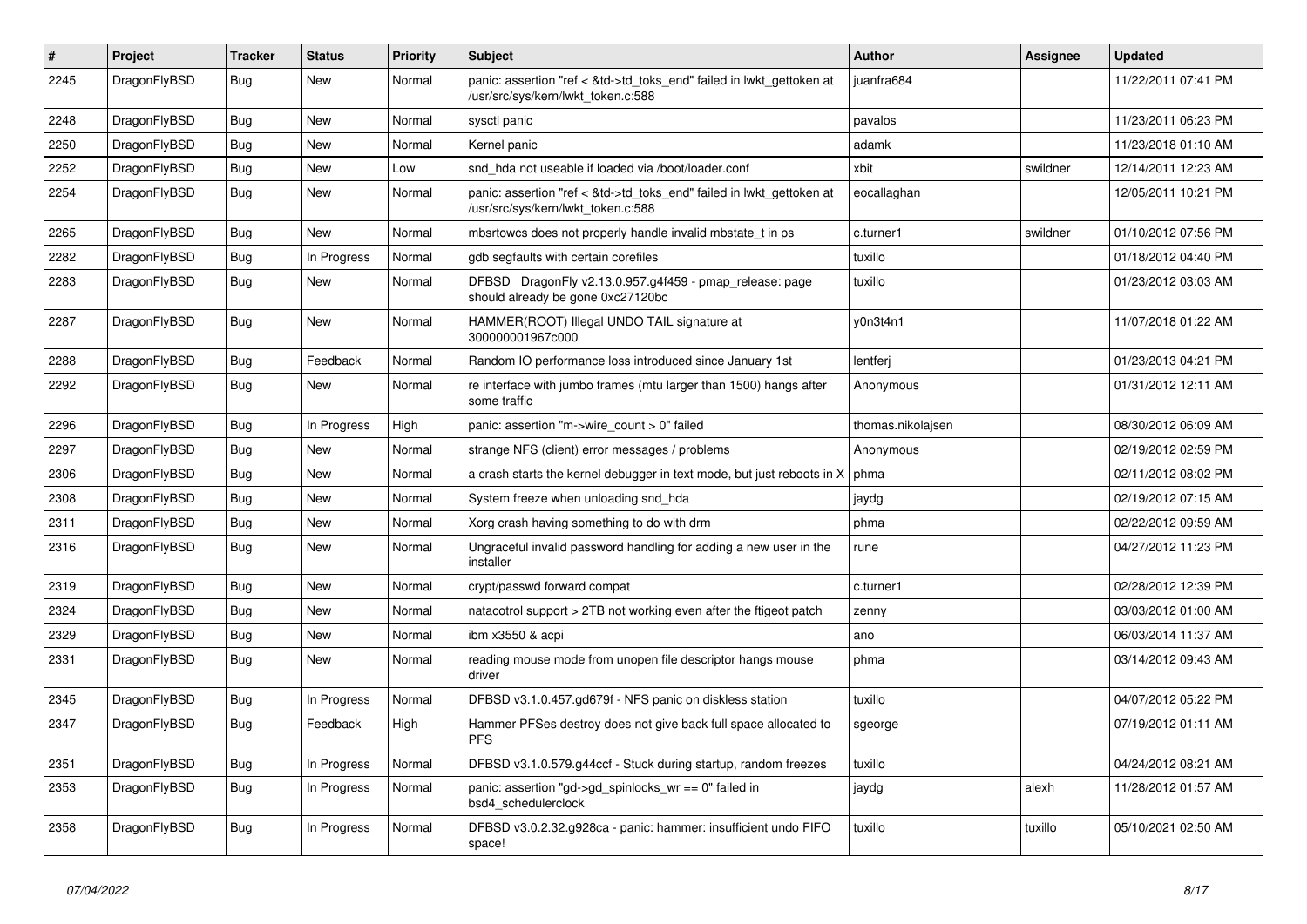| # | Project | Tracker | Status | Priority | Subject | Author | Assignee | Updated |
|---|---|---|---|---|---|---|---|---|
| 2245 | DragonFlyBSD | Bug | New | Normal | panic: assertion "ref < &td->td_toks_end" failed in lwkt_gettoken at /usr/src/sys/kern/lwkt_token.c:588 | juanfra684 | | 11/22/2011 07:41 PM |
| 2248 | DragonFlyBSD | Bug | New | Normal | sysctl panic | pavalos | | 11/23/2011 06:23 PM |
| 2250 | DragonFlyBSD | Bug | New | Normal | Kernel panic | adamk | | 11/23/2018 01:10 AM |
| 2252 | DragonFlyBSD | Bug | New | Low | snd_hda not useable if loaded via /boot/loader.conf | xbit | swildner | 12/14/2011 12:23 AM |
| 2254 | DragonFlyBSD | Bug | New | Normal | panic: assertion "ref < &td->td_toks_end" failed in lwkt_gettoken at /usr/src/sys/kern/lwkt_token.c:588 | eocallaghan | | 12/05/2011 10:21 PM |
| 2265 | DragonFlyBSD | Bug | New | Normal | mbsrtowcs does not properly handle invalid mbstate_t in ps | c.turner1 | swildner | 01/10/2012 07:56 PM |
| 2282 | DragonFlyBSD | Bug | In Progress | Normal | gdb segfaults with certain corefiles | tuxillo | | 01/18/2012 04:40 PM |
| 2283 | DragonFlyBSD | Bug | New | Normal | DFBSD DragonFly v2.13.0.957.g4f459 - pmap_release: page should already be gone 0xc27120bc | tuxillo | | 01/23/2012 03:03 AM |
| 2287 | DragonFlyBSD | Bug | New | Normal | HAMMER(ROOT) Illegal UNDO TAIL signature at 300000001967c000 | y0n3t4n1 | | 11/07/2018 01:22 AM |
| 2288 | DragonFlyBSD | Bug | Feedback | Normal | Random IO performance loss introduced since January 1st | lentferj | | 01/23/2013 04:21 PM |
| 2292 | DragonFlyBSD | Bug | New | Normal | re interface with jumbo frames (mtu larger than 1500) hangs after some traffic | Anonymous | | 01/31/2012 12:11 AM |
| 2296 | DragonFlyBSD | Bug | In Progress | High | panic: assertion "m->wire_count > 0" failed | thomas.nikolajsen | | 08/30/2012 06:09 AM |
| 2297 | DragonFlyBSD | Bug | New | Normal | strange NFS (client) error messages / problems | Anonymous | | 02/19/2012 02:59 PM |
| 2306 | DragonFlyBSD | Bug | New | Normal | a crash starts the kernel debugger in text mode, but just reboots in X | phma | | 02/11/2012 08:02 PM |
| 2308 | DragonFlyBSD | Bug | New | Normal | System freeze when unloading snd_hda | jaydg | | 02/19/2012 07:15 AM |
| 2311 | DragonFlyBSD | Bug | New | Normal | Xorg crash having something to do with drm | phma | | 02/22/2012 09:59 AM |
| 2316 | DragonFlyBSD | Bug | New | Normal | Ungraceful invalid password handling for adding a new user in the installer | rune | | 04/27/2012 11:23 PM |
| 2319 | DragonFlyBSD | Bug | New | Normal | crypt/passwd forward compat | c.turner1 | | 02/28/2012 12:39 PM |
| 2324 | DragonFlyBSD | Bug | New | Normal | natacotrol support > 2TB not working even after the ftigeot patch | zenny | | 03/03/2012 01:00 AM |
| 2329 | DragonFlyBSD | Bug | New | Normal | ibm x3550 & acpi | ano | | 06/03/2014 11:37 AM |
| 2331 | DragonFlyBSD | Bug | New | Normal | reading mouse mode from unopen file descriptor hangs mouse driver | phma | | 03/14/2012 09:43 AM |
| 2345 | DragonFlyBSD | Bug | In Progress | Normal | DFBSD v3.1.0.457.gd679f - NFS panic on diskless station | tuxillo | | 04/07/2012 05:22 PM |
| 2347 | DragonFlyBSD | Bug | Feedback | High | Hammer PFSes destroy does not give back full space allocated to PFS | sgeorge | | 07/19/2012 01:11 AM |
| 2351 | DragonFlyBSD | Bug | In Progress | Normal | DFBSD v3.1.0.579.g44ccf - Stuck during startup, random freezes | tuxillo | | 04/24/2012 08:21 AM |
| 2353 | DragonFlyBSD | Bug | In Progress | Normal | panic: assertion "gd->gd_spinlocks_wr == 0" failed in bsd4_schedulerclock | jaydg | alexh | 11/28/2012 01:57 AM |
| 2358 | DragonFlyBSD | Bug | In Progress | Normal | DFBSD v3.0.2.32.g928ca - panic: hammer: insufficient undo FIFO space! | tuxillo | tuxillo | 05/10/2021 02:50 AM |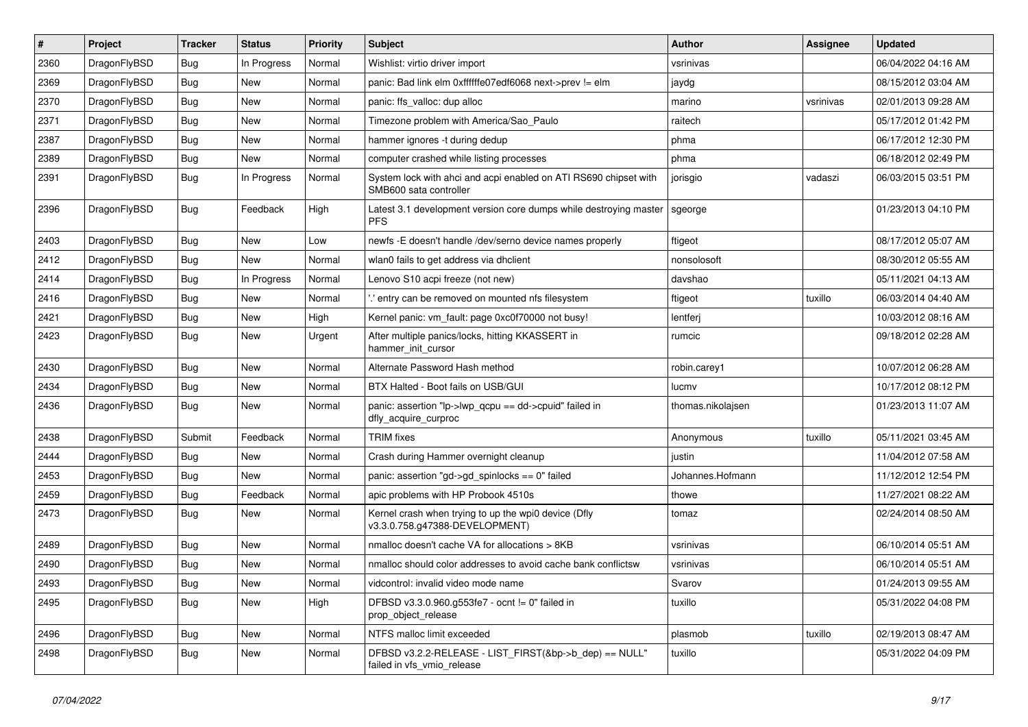| # | Project | Tracker | Status | Priority | Subject | Author | Assignee | Updated |
|---|---|---|---|---|---|---|---|---|
| 2360 | DragonFlyBSD | Bug | In Progress | Normal | Wishlist: virtio driver import | vsrinivas | | 06/04/2022 04:16 AM |
| 2369 | DragonFlyBSD | Bug | New | Normal | panic: Bad link elm 0xffffffe07edf6068 next->prev != elm | jaydg | | 08/15/2012 03:04 AM |
| 2370 | DragonFlyBSD | Bug | New | Normal | panic: ffs_valloc: dup alloc | marino | vsrinivas | 02/01/2013 09:28 AM |
| 2371 | DragonFlyBSD | Bug | New | Normal | Timezone problem with America/Sao_Paulo | raitech | | 05/17/2012 01:42 PM |
| 2387 | DragonFlyBSD | Bug | New | Normal | hammer ignores -t during dedup | phma | | 06/17/2012 12:30 PM |
| 2389 | DragonFlyBSD | Bug | New | Normal | computer crashed while listing processes | phma | | 06/18/2012 02:49 PM |
| 2391 | DragonFlyBSD | Bug | In Progress | Normal | System lock with ahci and acpi enabled on ATI RS690 chipset with SMB600 sata controller | jorisgio | vadaszi | 06/03/2015 03:51 PM |
| 2396 | DragonFlyBSD | Bug | Feedback | High | Latest 3.1 development version core dumps while destroying master PFS | sgeorge | | 01/23/2013 04:10 PM |
| 2403 | DragonFlyBSD | Bug | New | Low | newfs -E doesn't handle /dev/serno device names properly | ftigeot | | 08/17/2012 05:07 AM |
| 2412 | DragonFlyBSD | Bug | New | Normal | wlan0 fails to get address via dhclient | nonsolosoft | | 08/30/2012 05:55 AM |
| 2414 | DragonFlyBSD | Bug | In Progress | Normal | Lenovo S10 acpi freeze (not new) | davshao | | 05/11/2021 04:13 AM |
| 2416 | DragonFlyBSD | Bug | New | Normal | '.' entry can be removed on mounted nfs filesystem | ftigeot | tuxillo | 06/03/2014 04:40 AM |
| 2421 | DragonFlyBSD | Bug | New | High | Kernel panic: vm_fault: page 0xc0f70000 not busy! | lentferj | | 10/03/2012 08:16 AM |
| 2423 | DragonFlyBSD | Bug | New | Urgent | After multiple panics/locks, hitting KKASSERT in hammer_init_cursor | rumcic | | 09/18/2012 02:28 AM |
| 2430 | DragonFlyBSD | Bug | New | Normal | Alternate Password Hash method | robin.carey1 | | 10/07/2012 06:28 AM |
| 2434 | DragonFlyBSD | Bug | New | Normal | BTX Halted - Boot fails on USB/GUI | lucmv | | 10/17/2012 08:12 PM |
| 2436 | DragonFlyBSD | Bug | New | Normal | panic: assertion "lp->lwp_qcpu == dd->cpuid" failed in dfly_acquire_curproc | thomas.nikolajsen | | 01/23/2013 11:07 AM |
| 2438 | DragonFlyBSD | Submit | Feedback | Normal | TRIM fixes | Anonymous | tuxillo | 05/11/2021 03:45 AM |
| 2444 | DragonFlyBSD | Bug | New | Normal | Crash during Hammer overnight cleanup | justin | | 11/04/2012 07:58 AM |
| 2453 | DragonFlyBSD | Bug | New | Normal | panic: assertion "gd->gd_spinlocks == 0" failed | Johannes.Hofmann | | 11/12/2012 12:54 PM |
| 2459 | DragonFlyBSD | Bug | Feedback | Normal | apic problems with HP Probook 4510s | thowe | | 11/27/2021 08:22 AM |
| 2473 | DragonFlyBSD | Bug | New | Normal | Kernel crash when trying to up the wpi0 device (Dfly v3.3.0.758.g47388-DEVELOPMENT) | tomaz | | 02/24/2014 08:50 AM |
| 2489 | DragonFlyBSD | Bug | New | Normal | nmalloc doesn't cache VA for allocations > 8KB | vsrinivas | | 06/10/2014 05:51 AM |
| 2490 | DragonFlyBSD | Bug | New | Normal | nmalloc should color addresses to avoid cache bank conflictsw | vsrinivas | | 06/10/2014 05:51 AM |
| 2493 | DragonFlyBSD | Bug | New | Normal | vidcontrol: invalid video mode name | Svarov | | 01/24/2013 09:55 AM |
| 2495 | DragonFlyBSD | Bug | New | High | DFBSD v3.3.0.960.g553fe7 - ocnt != 0" failed in prop_object_release | tuxillo | | 05/31/2022 04:08 PM |
| 2496 | DragonFlyBSD | Bug | New | Normal | NTFS malloc limit exceeded | plasmob | tuxillo | 02/19/2013 08:47 AM |
| 2498 | DragonFlyBSD | Bug | New | Normal | DFBSD v3.2.2-RELEASE - LIST_FIRST(&bp->b_dep) == NULL" failed in vfs_vmio_release | tuxillo | | 05/31/2022 04:09 PM |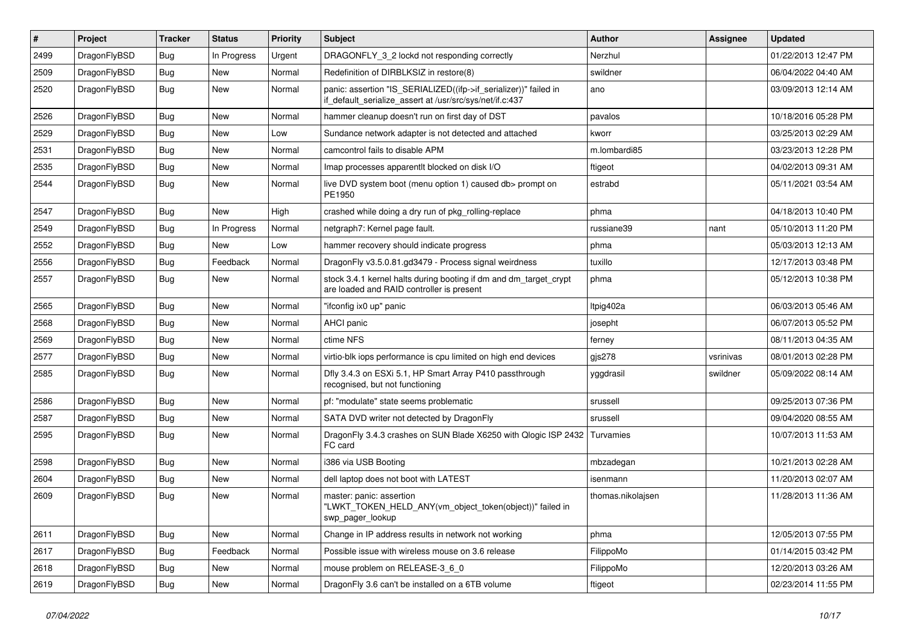| # | Project | Tracker | Status | Priority | Subject | Author | Assignee | Updated |
|---|---|---|---|---|---|---|---|---|
| 2499 | DragonFlyBSD | Bug | In Progress | Urgent | DRAGONFLY_3_2 lockd not responding correctly | Nerzhul | | 01/22/2013 12:47 PM |
| 2509 | DragonFlyBSD | Bug | New | Normal | Redefinition of DIRBLKSIZ in restore(8) | swildner | | 06/04/2022 04:40 AM |
| 2520 | DragonFlyBSD | Bug | New | Normal | panic: assertion "IS_SERIALIZED((ifp->if_serializer))" failed in if_default_serialize_assert at /usr/src/sys/net/if.c:437 | ano | | 03/09/2013 12:14 AM |
| 2526 | DragonFlyBSD | Bug | New | Normal | hammer cleanup doesn't run on first day of DST | pavalos | | 10/18/2016 05:28 PM |
| 2529 | DragonFlyBSD | Bug | New | Low | Sundance network adapter is not detected and attached | kworr | | 03/25/2013 02:29 AM |
| 2531 | DragonFlyBSD | Bug | New | Normal | camcontrol fails to disable APM | m.lombardi85 | | 03/23/2013 12:28 PM |
| 2535 | DragonFlyBSD | Bug | New | Normal | Imap processes apparentlt blocked on disk I/O | ftigeot | | 04/02/2013 09:31 AM |
| 2544 | DragonFlyBSD | Bug | New | Normal | live DVD system boot (menu option 1) caused db> prompt on PE1950 | estrabd | | 05/11/2021 03:54 AM |
| 2547 | DragonFlyBSD | Bug | New | High | crashed while doing a dry run of pkg_rolling-replace | phma | | 04/18/2013 10:40 PM |
| 2549 | DragonFlyBSD | Bug | In Progress | Normal | netgraph7: Kernel page fault. | russiane39 | nant | 05/10/2013 11:20 PM |
| 2552 | DragonFlyBSD | Bug | New | Low | hammer recovery should indicate progress | phma | | 05/03/2013 12:13 AM |
| 2556 | DragonFlyBSD | Bug | Feedback | Normal | DragonFly v3.5.0.81.gd3479 - Process signal weirdness | tuxillo | | 12/17/2013 03:48 PM |
| 2557 | DragonFlyBSD | Bug | New | Normal | stock 3.4.1 kernel halts during booting if dm and dm_target_crypt are loaded and RAID controller is present | phma | | 05/12/2013 10:38 PM |
| 2565 | DragonFlyBSD | Bug | New | Normal | "ifconfig ix0 up" panic | ltpig402a | | 06/03/2013 05:46 AM |
| 2568 | DragonFlyBSD | Bug | New | Normal | AHCI panic | josepht | | 06/07/2013 05:52 PM |
| 2569 | DragonFlyBSD | Bug | New | Normal | ctime NFS | ferney | | 08/11/2013 04:35 AM |
| 2577 | DragonFlyBSD | Bug | New | Normal | virtio-blk iops performance is cpu limited on high end devices | gjs278 | vsrinivas | 08/01/2013 02:28 PM |
| 2585 | DragonFlyBSD | Bug | New | Normal | Dfly 3.4.3 on ESXi 5.1, HP Smart Array P410 passthrough recognised, but not functioning | yggdrasil | swildner | 05/09/2022 08:14 AM |
| 2586 | DragonFlyBSD | Bug | New | Normal | pf: "modulate" state seems problematic | srussell | | 09/25/2013 07:36 PM |
| 2587 | DragonFlyBSD | Bug | New | Normal | SATA DVD writer not detected by DragonFly | srussell | | 09/04/2020 08:55 AM |
| 2595 | DragonFlyBSD | Bug | New | Normal | DragonFly 3.4.3 crashes on SUN Blade X6250 with Qlogic ISP 2432 FC card | Turvamies | | 10/07/2013 11:53 AM |
| 2598 | DragonFlyBSD | Bug | New | Normal | i386 via USB Booting | mbzadegan | | 10/21/2013 02:28 AM |
| 2604 | DragonFlyBSD | Bug | New | Normal | dell laptop does not boot with LATEST | isenmann | | 11/20/2013 02:07 AM |
| 2609 | DragonFlyBSD | Bug | New | Normal | master: panic: assertion "LWKT_TOKEN_HELD_ANY(vm_object_token(object))" failed in swp_pager_lookup | thomas.nikolajsen | | 11/28/2013 11:36 AM |
| 2611 | DragonFlyBSD | Bug | New | Normal | Change in IP address results in network not working | phma | | 12/05/2013 07:55 PM |
| 2617 | DragonFlyBSD | Bug | Feedback | Normal | Possible issue with wireless mouse on 3.6 release | FilippoMo | | 01/14/2015 03:42 PM |
| 2618 | DragonFlyBSD | Bug | New | Normal | mouse problem on RELEASE-3_6_0 | FilippoMo | | 12/20/2013 03:26 AM |
| 2619 | DragonFlyBSD | Bug | New | Normal | DragonFly 3.6 can't be installed on a 6TB volume | ftigeot | | 02/23/2014 11:55 PM |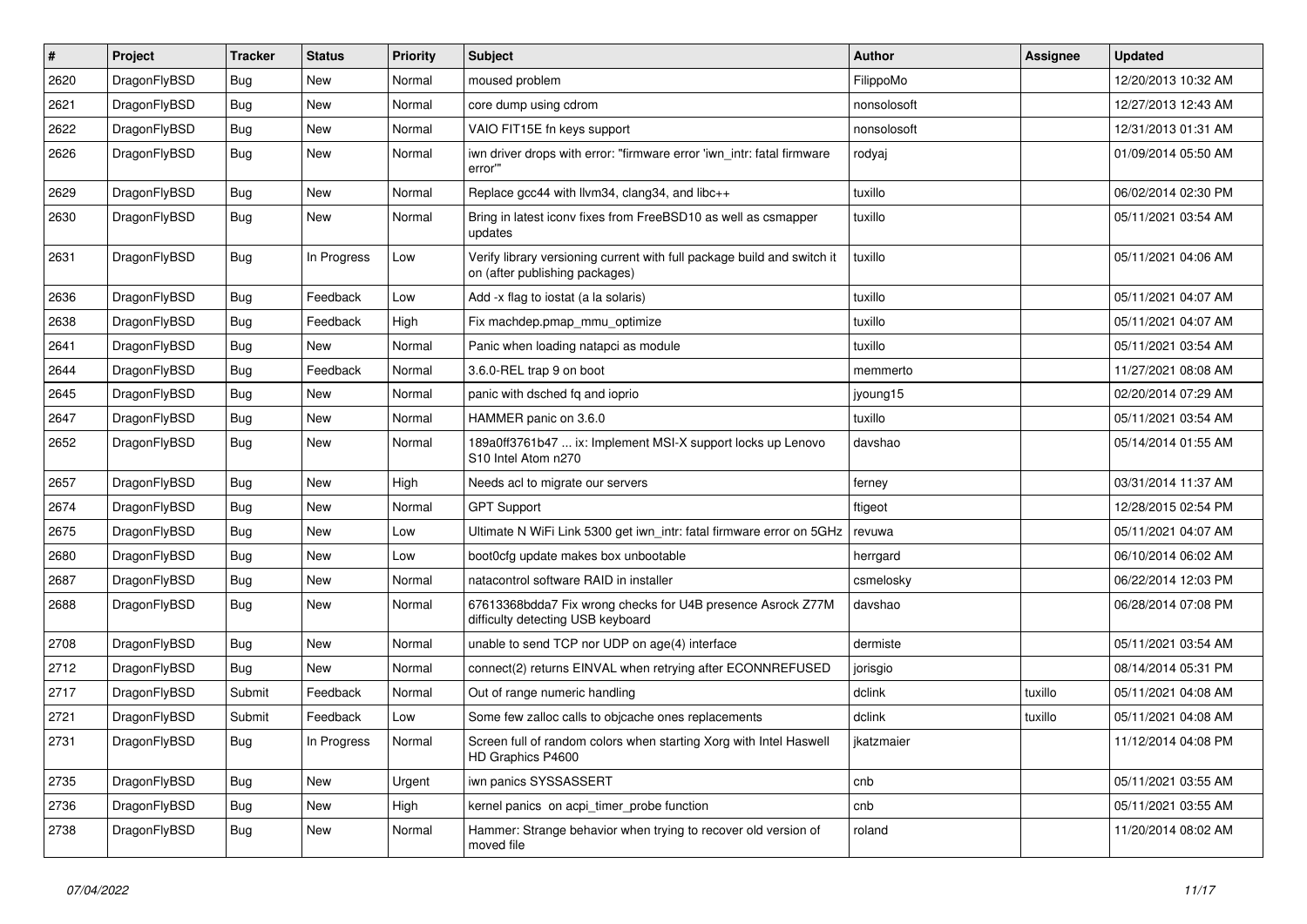| # | Project | Tracker | Status | Priority | Subject | Author | Assignee | Updated |
|---|---|---|---|---|---|---|---|---|
| 2620 | DragonFlyBSD | Bug | New | Normal | moused problem | FilippoMo | | 12/20/2013 10:32 AM |
| 2621 | DragonFlyBSD | Bug | New | Normal | core dump using cdrom | nonsolosoft | | 12/27/2013 12:43 AM |
| 2622 | DragonFlyBSD | Bug | New | Normal | VAIO FIT15E fn keys support | nonsolosoft | | 12/31/2013 01:31 AM |
| 2626 | DragonFlyBSD | Bug | New | Normal | iwn driver drops with error: "firmware error 'iwn_intr: fatal firmware error'" | rodyaj | | 01/09/2014 05:50 AM |
| 2629 | DragonFlyBSD | Bug | New | Normal | Replace gcc44 with llvm34, clang34, and libc++ | tuxillo | | 06/02/2014 02:30 PM |
| 2630 | DragonFlyBSD | Bug | New | Normal | Bring in latest iconv fixes from FreeBSD10 as well as csmapper updates | tuxillo | | 05/11/2021 03:54 AM |
| 2631 | DragonFlyBSD | Bug | In Progress | Low | Verify library versioning current with full package build and switch it on (after publishing packages) | tuxillo | | 05/11/2021 04:06 AM |
| 2636 | DragonFlyBSD | Bug | Feedback | Low | Add -x flag to iostat (a la solaris) | tuxillo | | 05/11/2021 04:07 AM |
| 2638 | DragonFlyBSD | Bug | Feedback | High | Fix machdep.pmap_mmu_optimize | tuxillo | | 05/11/2021 04:07 AM |
| 2641 | DragonFlyBSD | Bug | New | Normal | Panic when loading natapci as module | tuxillo | | 05/11/2021 03:54 AM |
| 2644 | DragonFlyBSD | Bug | Feedback | Normal | 3.6.0-REL trap 9 on boot | memmerto | | 11/27/2021 08:08 AM |
| 2645 | DragonFlyBSD | Bug | New | Normal | panic with dsched fq and ioprio | jyoung15 | | 02/20/2014 07:29 AM |
| 2647 | DragonFlyBSD | Bug | New | Normal | HAMMER panic on 3.6.0 | tuxillo | | 05/11/2021 03:54 AM |
| 2652 | DragonFlyBSD | Bug | New | Normal | 189a0ff3761b47 ... ix: Implement MSI-X support locks up Lenovo S10 Intel Atom n270 | davshao | | 05/14/2014 01:55 AM |
| 2657 | DragonFlyBSD | Bug | New | High | Needs acl to migrate our servers | ferney | | 03/31/2014 11:37 AM |
| 2674 | DragonFlyBSD | Bug | New | Normal | GPT Support | ftigeot | | 12/28/2015 02:54 PM |
| 2675 | DragonFlyBSD | Bug | New | Low | Ultimate N WiFi Link 5300 get iwn_intr: fatal firmware error on 5GHz | revuwa | | 05/11/2021 04:07 AM |
| 2680 | DragonFlyBSD | Bug | New | Low | boot0cfg update makes box unbootable | herrgard | | 06/10/2014 06:02 AM |
| 2687 | DragonFlyBSD | Bug | New | Normal | natacontrol software RAID in installer | csmelosky | | 06/22/2014 12:03 PM |
| 2688 | DragonFlyBSD | Bug | New | Normal | 67613368bdda7 Fix wrong checks for U4B presence Asrock Z77M difficulty detecting USB keyboard | davshao | | 06/28/2014 07:08 PM |
| 2708 | DragonFlyBSD | Bug | New | Normal | unable to send TCP nor UDP on age(4) interface | dermiste | | 05/11/2021 03:54 AM |
| 2712 | DragonFlyBSD | Bug | New | Normal | connect(2) returns EINVAL when retrying after ECONNREFUSED | jorisgio | | 08/14/2014 05:31 PM |
| 2717 | DragonFlyBSD | Submit | Feedback | Normal | Out of range numeric handling | dclink | tuxillo | 05/11/2021 04:08 AM |
| 2721 | DragonFlyBSD | Submit | Feedback | Low | Some few zalloc calls to objcache ones replacements | dclink | tuxillo | 05/11/2021 04:08 AM |
| 2731 | DragonFlyBSD | Bug | In Progress | Normal | Screen full of random colors when starting Xorg with Intel Haswell HD Graphics P4600 | jkatzmaier | | 11/12/2014 04:08 PM |
| 2735 | DragonFlyBSD | Bug | New | Urgent | iwn panics SYSSASSERT | cnb | | 05/11/2021 03:55 AM |
| 2736 | DragonFlyBSD | Bug | New | High | kernel panics on acpi_timer_probe function | cnb | | 05/11/2021 03:55 AM |
| 2738 | DragonFlyBSD | Bug | New | Normal | Hammer: Strange behavior when trying to recover old version of moved file | roland | | 11/20/2014 08:02 AM |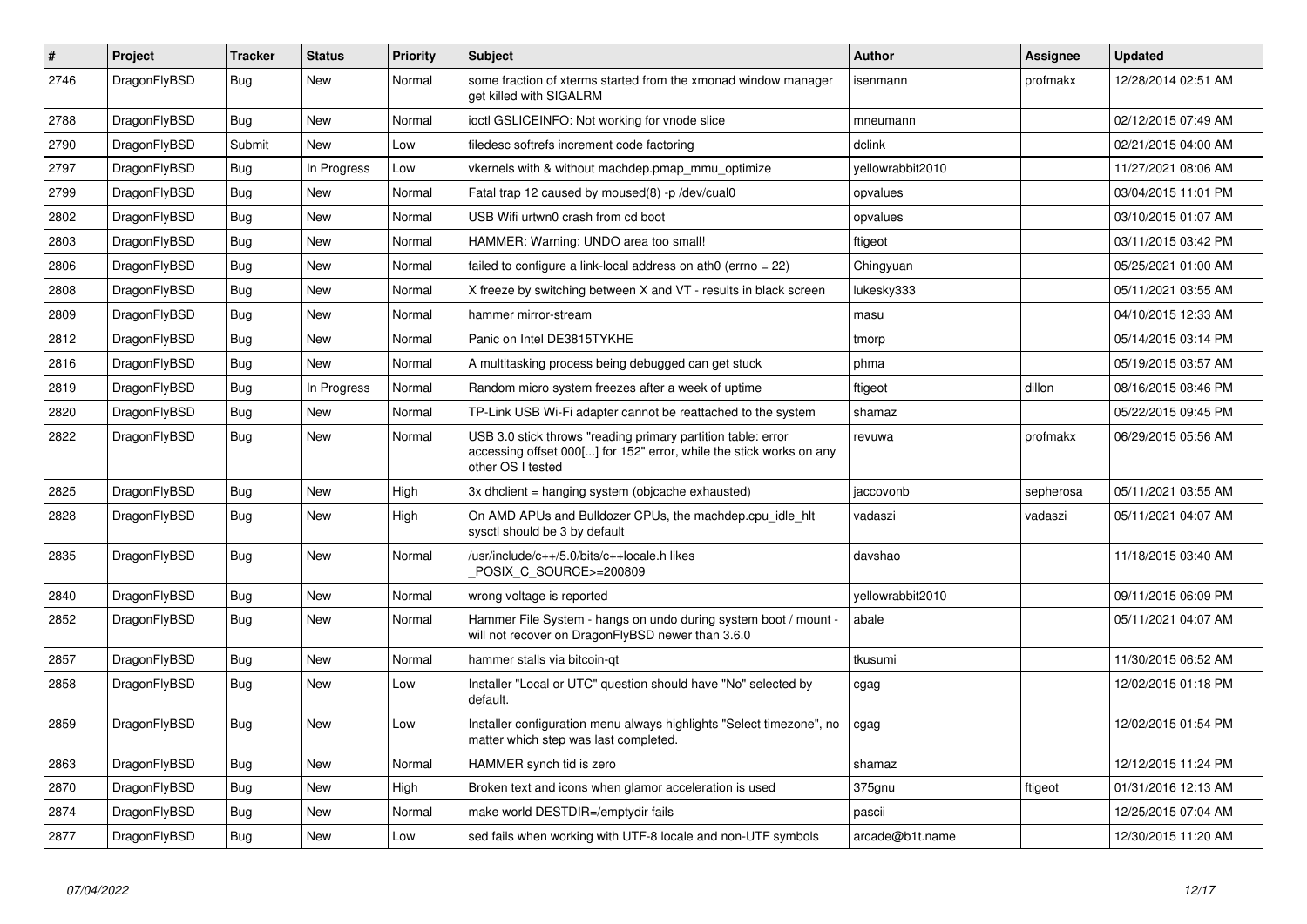| # | Project | Tracker | Status | Priority | Subject | Author | Assignee | Updated |
|---|---|---|---|---|---|---|---|---|
| 2746 | DragonFlyBSD | Bug | New | Normal | some fraction of xterms started from the xmonad window manager get killed with SIGALRM | isenmann | profmakx | 12/28/2014 02:51 AM |
| 2788 | DragonFlyBSD | Bug | New | Normal | ioctl GSLICEINFO: Not working for vnode slice | mneumann | | 02/12/2015 07:49 AM |
| 2790 | DragonFlyBSD | Submit | New | Low | filedesc softrefs increment code factoring | dclink | | 02/21/2015 04:00 AM |
| 2797 | DragonFlyBSD | Bug | In Progress | Low | vkernels with & without machdep.pmap_mmu_optimize | yellowrabbit2010 | | 11/27/2021 08:06 AM |
| 2799 | DragonFlyBSD | Bug | New | Normal | Fatal trap 12 caused by moused(8) -p /dev/cual0 | opvalues | | 03/04/2015 11:01 PM |
| 2802 | DragonFlyBSD | Bug | New | Normal | USB Wifi urtwn0 crash from cd boot | opvalues | | 03/10/2015 01:07 AM |
| 2803 | DragonFlyBSD | Bug | New | Normal | HAMMER: Warning: UNDO area too small! | ftigeot | | 03/11/2015 03:42 PM |
| 2806 | DragonFlyBSD | Bug | New | Normal | failed to configure a link-local address on ath0 (errno = 22) | Chingyuan | | 05/25/2021 01:00 AM |
| 2808 | DragonFlyBSD | Bug | New | Normal | X freeze by switching between X and VT - results in black screen | lukesky333 | | 05/11/2021 03:55 AM |
| 2809 | DragonFlyBSD | Bug | New | Normal | hammer mirror-stream | masu | | 04/10/2015 12:33 AM |
| 2812 | DragonFlyBSD | Bug | New | Normal | Panic on Intel DE3815TYKHE | tmorp | | 05/14/2015 03:14 PM |
| 2816 | DragonFlyBSD | Bug | New | Normal | A multitasking process being debugged can get stuck | phma | | 05/19/2015 03:57 AM |
| 2819 | DragonFlyBSD | Bug | In Progress | Normal | Random micro system freezes after a week of uptime | ftigeot | dillon | 08/16/2015 08:46 PM |
| 2820 | DragonFlyBSD | Bug | New | Normal | TP-Link USB Wi-Fi adapter cannot be reattached to the system | shamaz | | 05/22/2015 09:45 PM |
| 2822 | DragonFlyBSD | Bug | New | Normal | USB 3.0 stick throws "reading primary partition table: error accessing offset 000[...] for 152" error, while the stick works on any other OS I tested | revuwa | profmakx | 06/29/2015 05:56 AM |
| 2825 | DragonFlyBSD | Bug | New | High | 3x dhclient = hanging system (objcache exhausted) | jaccovonb | sepherosa | 05/11/2021 03:55 AM |
| 2828 | DragonFlyBSD | Bug | New | High | On AMD APUs and Bulldozer CPUs, the machdep.cpu_idle_hlt sysctl should be 3 by default | vadaszi | vadaszi | 05/11/2021 04:07 AM |
| 2835 | DragonFlyBSD | Bug | New | Normal | /usr/include/c++/5.0/bits/c++locale.h likes _POSIX_C_SOURCE>=200809 | davshao | | 11/18/2015 03:40 AM |
| 2840 | DragonFlyBSD | Bug | New | Normal | wrong voltage is reported | yellowrabbit2010 | | 09/11/2015 06:09 PM |
| 2852 | DragonFlyBSD | Bug | New | Normal | Hammer File System - hangs on undo during system boot / mount - will not recover on DragonFlyBSD newer than 3.6.0 | abale | | 05/11/2021 04:07 AM |
| 2857 | DragonFlyBSD | Bug | New | Normal | hammer stalls via bitcoin-qt | tkusumi | | 11/30/2015 06:52 AM |
| 2858 | DragonFlyBSD | Bug | New | Low | Installer "Local or UTC" question should have "No" selected by default. | cgag | | 12/02/2015 01:18 PM |
| 2859 | DragonFlyBSD | Bug | New | Low | Installer configuration menu always highlights "Select timezone", no matter which step was last completed. | cgag | | 12/02/2015 01:54 PM |
| 2863 | DragonFlyBSD | Bug | New | Normal | HAMMER synch tid is zero | shamaz | | 12/12/2015 11:24 PM |
| 2870 | DragonFlyBSD | Bug | New | High | Broken text and icons when glamor acceleration is used | 375gnu | ftigeot | 01/31/2016 12:13 AM |
| 2874 | DragonFlyBSD | Bug | New | Normal | make world DESTDIR=/emptydir fails | pascii | | 12/25/2015 07:04 AM |
| 2877 | DragonFlyBSD | Bug | New | Low | sed fails when working with UTF-8 locale and non-UTF symbols | arcade@b1t.name | | 12/30/2015 11:20 AM |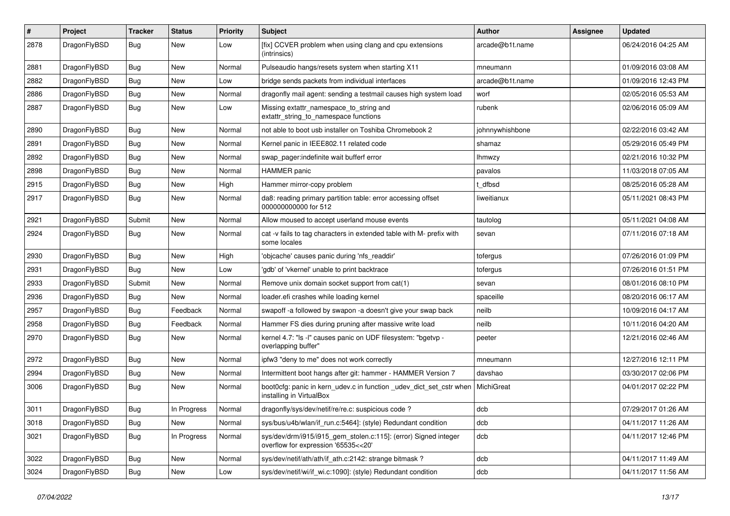| # | Project | Tracker | Status | Priority | Subject | Author | Assignee | Updated |
|---|---|---|---|---|---|---|---|---|
| 2878 | DragonFlyBSD | Bug | New | Low | [fix] CCVER problem when using clang and cpu extensions (intrinsics) | arcade@b1t.name | | 06/24/2016 04:25 AM |
| 2881 | DragonFlyBSD | Bug | New | Normal | Pulseaudio hangs/resets system when starting X11 | mneumann | | 01/09/2016 03:08 AM |
| 2882 | DragonFlyBSD | Bug | New | Low | bridge sends packets from individual interfaces | arcade@b1t.name | | 01/09/2016 12:43 PM |
| 2886 | DragonFlyBSD | Bug | New | Normal | dragonfly mail agent: sending a testmail causes high system load | worf | | 02/05/2016 05:53 AM |
| 2887 | DragonFlyBSD | Bug | New | Low | Missing extattr_namespace_to_string and extattr_string_to_namespace functions | rubenk | | 02/06/2016 05:09 AM |
| 2890 | DragonFlyBSD | Bug | New | Normal | not able to boot usb installer on Toshiba Chromebook 2 | johnnywhishbone | | 02/22/2016 03:42 AM |
| 2891 | DragonFlyBSD | Bug | New | Normal | Kernel panic in IEEE802.11 related code | shamaz | | 05/29/2016 05:49 PM |
| 2892 | DragonFlyBSD | Bug | New | Normal | swap_pager:indefinite wait bufferf error | lhmwzy | | 02/21/2016 10:32 PM |
| 2898 | DragonFlyBSD | Bug | New | Normal | HAMMER panic | pavalos | | 11/03/2018 07:05 AM |
| 2915 | DragonFlyBSD | Bug | New | High | Hammer mirror-copy problem | t_dfbsd | | 08/25/2016 05:28 AM |
| 2917 | DragonFlyBSD | Bug | New | Normal | da8: reading primary partition table: error accessing offset 000000000000 for 512 | liweitianux | | 05/11/2021 08:43 PM |
| 2921 | DragonFlyBSD | Submit | New | Normal | Allow moused to accept userland mouse events | tautolog | | 05/11/2021 04:08 AM |
| 2924 | DragonFlyBSD | Bug | New | Normal | cat -v fails to tag characters in extended table with M- prefix with some locales | sevan | | 07/11/2016 07:18 AM |
| 2930 | DragonFlyBSD | Bug | New | High | 'objcache' causes panic during 'nfs_readdir' | tofergus | | 07/26/2016 01:09 PM |
| 2931 | DragonFlyBSD | Bug | New | Low | 'gdb' of 'vkernel' unable to print backtrace | tofergus | | 07/26/2016 01:51 PM |
| 2933 | DragonFlyBSD | Submit | New | Normal | Remove unix domain socket support from cat(1) | sevan | | 08/01/2016 08:10 PM |
| 2936 | DragonFlyBSD | Bug | New | Normal | loader.efi crashes while loading kernel | spaceille | | 08/20/2016 06:17 AM |
| 2957 | DragonFlyBSD | Bug | Feedback | Normal | swapoff -a followed by swapon -a doesn't give your swap back | neilb | | 10/09/2016 04:17 AM |
| 2958 | DragonFlyBSD | Bug | Feedback | Normal | Hammer FS dies during pruning after massive write load | neilb | | 10/11/2016 04:20 AM |
| 2970 | DragonFlyBSD | Bug | New | Normal | kernel 4.7: "ls -l" causes panic on UDF filesystem: "bgetvp - overlapping buffer" | peeter | | 12/21/2016 02:46 AM |
| 2972 | DragonFlyBSD | Bug | New | Normal | ipfw3 "deny to me" does not work correctly | mneumann | | 12/27/2016 12:11 PM |
| 2994 | DragonFlyBSD | Bug | New | Normal | Intermittent boot hangs after git: hammer - HAMMER Version 7 | davshao | | 03/30/2017 02:06 PM |
| 3006 | DragonFlyBSD | Bug | New | Normal | boot0cfg: panic in kern_udev.c in function _udev_dict_set_cstr when installing in VirtualBox | MichiGreat | | 04/01/2017 02:22 PM |
| 3011 | DragonFlyBSD | Bug | In Progress | Normal | dragonfly/sys/dev/netif/re/re.c: suspicious code ? | dcb | | 07/29/2017 01:26 AM |
| 3018 | DragonFlyBSD | Bug | New | Normal | sys/bus/u4b/wlan/if_run.c:5464]: (style) Redundant condition | dcb | | 04/11/2017 11:26 AM |
| 3021 | DragonFlyBSD | Bug | In Progress | Normal | sys/dev/drm/i915/i915_gem_stolen.c:115]: (error) Signed integer overflow for expression '65535<<20' | dcb | | 04/11/2017 12:46 PM |
| 3022 | DragonFlyBSD | Bug | New | Normal | sys/dev/netif/ath/ath/if_ath.c:2142: strange bitmask ? | dcb | | 04/11/2017 11:49 AM |
| 3024 | DragonFlyBSD | Bug | New | Low | sys/dev/netif/wi/if_wi.c:1090]: (style) Redundant condition | dcb | | 04/11/2017 11:56 AM |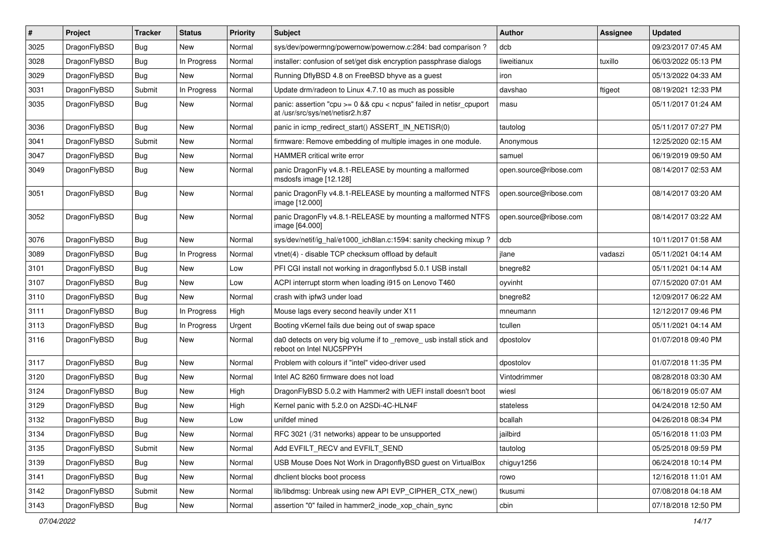| # | Project | Tracker | Status | Priority | Subject | Author | Assignee | Updated |
|---|---|---|---|---|---|---|---|---|
| 3025 | DragonFlyBSD | Bug | New | Normal | sys/dev/powermng/powernow/powernow.c:284: bad comparison ? | dcb | | 09/23/2017 07:45 AM |
| 3028 | DragonFlyBSD | Bug | In Progress | Normal | installer: confusion of set/get disk encryption passphrase dialogs | liweitianux | tuxillo | 06/03/2022 05:13 PM |
| 3029 | DragonFlyBSD | Bug | New | Normal | Running DflyBSD 4.8 on FreeBSD bhyve as a guest | iron | | 05/13/2022 04:33 AM |
| 3031 | DragonFlyBSD | Submit | In Progress | Normal | Update drm/radeon to Linux 4.7.10 as much as possible | davshao | ftigeot | 08/19/2021 12:33 PM |
| 3035 | DragonFlyBSD | Bug | New | Normal | panic: assertion "cpu >= 0 && cpu < ncpus" failed in netisr_cpuport at /usr/src/sys/net/netisr2.h:87 | masu | | 05/11/2017 01:24 AM |
| 3036 | DragonFlyBSD | Bug | New | Normal | panic in icmp_redirect_start() ASSERT_IN_NETISR(0) | tautolog | | 05/11/2017 07:27 PM |
| 3041 | DragonFlyBSD | Submit | New | Normal | firmware: Remove embedding of multiple images in one module. | Anonymous | | 12/25/2020 02:15 AM |
| 3047 | DragonFlyBSD | Bug | New | Normal | HAMMER critical write error | samuel | | 06/19/2019 09:50 AM |
| 3049 | DragonFlyBSD | Bug | New | Normal | panic DragonFly v4.8.1-RELEASE by mounting a malformed msdosfs image [12.128] | open.source@ribose.com | | 08/14/2017 02:53 AM |
| 3051 | DragonFlyBSD | Bug | New | Normal | panic DragonFly v4.8.1-RELEASE by mounting a malformed NTFS image [12.000] | open.source@ribose.com | | 08/14/2017 03:20 AM |
| 3052 | DragonFlyBSD | Bug | New | Normal | panic DragonFly v4.8.1-RELEASE by mounting a malformed NTFS image [64.000] | open.source@ribose.com | | 08/14/2017 03:22 AM |
| 3076 | DragonFlyBSD | Bug | New | Normal | sys/dev/netif/ig_hal/e1000_ich8lan.c:1594: sanity checking mixup ? | dcb | | 10/11/2017 01:58 AM |
| 3089 | DragonFlyBSD | Bug | In Progress | Normal | vtnet(4) - disable TCP checksum offload by default | jlane | vadaszi | 05/11/2021 04:14 AM |
| 3101 | DragonFlyBSD | Bug | New | Low | PFI CGI install not working in dragonflybsd 5.0.1 USB install | bnegre82 | | 05/11/2021 04:14 AM |
| 3107 | DragonFlyBSD | Bug | New | Low | ACPI interrupt storm when loading i915 on Lenovo T460 | oyvinht | | 07/15/2020 07:01 AM |
| 3110 | DragonFlyBSD | Bug | New | Normal | crash with ipfw3 under load | bnegre82 | | 12/09/2017 06:22 AM |
| 3111 | DragonFlyBSD | Bug | In Progress | High | Mouse lags every second heavily under X11 | mneumann | | 12/12/2017 09:46 PM |
| 3113 | DragonFlyBSD | Bug | In Progress | Urgent | Booting vKernel fails due being out of swap space | tcullen | | 05/11/2021 04:14 AM |
| 3116 | DragonFlyBSD | Bug | New | Normal | da0 detects on very big volume if to _remove_ usb install stick and reboot on Intel NUC5PPYH | dpostolov | | 01/07/2018 09:40 PM |
| 3117 | DragonFlyBSD | Bug | New | Normal | Problem with colours if "intel" video-driver used | dpostolov | | 01/07/2018 11:35 PM |
| 3120 | DragonFlyBSD | Bug | New | Normal | Intel AC 8260 firmware does not load | Vintodrimmer | | 08/28/2018 03:30 AM |
| 3124 | DragonFlyBSD | Bug | New | High | DragonFlyBSD 5.0.2 with Hammer2 with UEFI install doesn't boot | wiesl | | 06/18/2019 05:07 AM |
| 3129 | DragonFlyBSD | Bug | New | High | Kernel panic with 5.2.0 on A2SDi-4C-HLN4F | stateless | | 04/24/2018 12:50 AM |
| 3132 | DragonFlyBSD | Bug | New | Low | unifdef mined | bcallah | | 04/26/2018 08:34 PM |
| 3134 | DragonFlyBSD | Bug | New | Normal | RFC 3021 (/31 networks) appear to be unsupported | jailbird | | 05/16/2018 11:03 PM |
| 3135 | DragonFlyBSD | Submit | New | Normal | Add EVFILT_RECV and EVFILT_SEND | tautolog | | 05/25/2018 09:59 PM |
| 3139 | DragonFlyBSD | Bug | New | Normal | USB Mouse Does Not Work in DragonflyBSD guest on VirtualBox | chiguy1256 | | 06/24/2018 10:14 PM |
| 3141 | DragonFlyBSD | Bug | New | Normal | dhclient blocks boot process | rowo | | 12/16/2018 11:01 AM |
| 3142 | DragonFlyBSD | Submit | New | Normal | lib/libdmsg: Unbreak using new API EVP_CIPHER_CTX_new() | tkusumi | | 07/08/2018 04:18 AM |
| 3143 | DragonFlyBSD | Bug | New | Normal | assertion "0" failed in hammer2_inode_xop_chain_sync | cbin | | 07/18/2018 12:50 PM |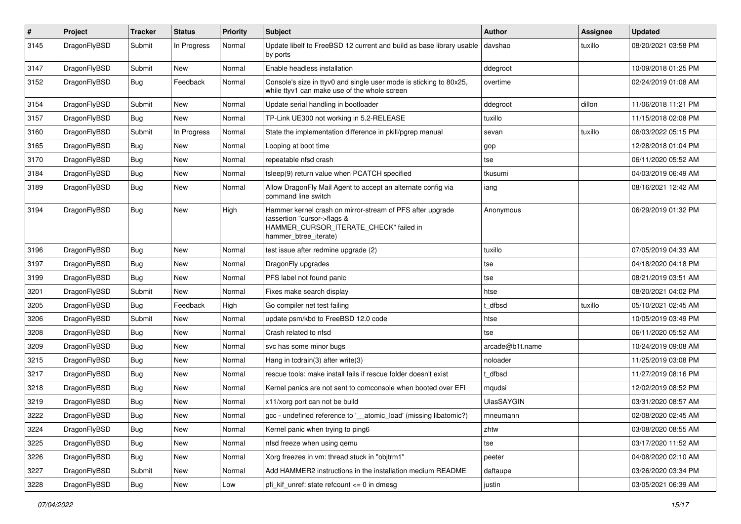| # | Project | Tracker | Status | Priority | Subject | Author | Assignee | Updated |
|---|---|---|---|---|---|---|---|---|
| 3145 | DragonFlyBSD | Submit | In Progress | Normal | Update libelf to FreeBSD 12 current and build as base library usable by ports | davshao | tuxillo | 08/20/2021 03:58 PM |
| 3147 | DragonFlyBSD | Submit | New | Normal | Enable headless installation | ddegroot | | 10/09/2018 01:25 PM |
| 3152 | DragonFlyBSD | Bug | Feedback | Normal | Console's size in ttyv0 and single user mode is sticking to 80x25, while ttyv1 can make use of the whole screen | overtime | | 02/24/2019 01:08 AM |
| 3154 | DragonFlyBSD | Submit | New | Normal | Update serial handling in bootloader | ddegroot | dillon | 11/06/2018 11:21 PM |
| 3157 | DragonFlyBSD | Bug | New | Normal | TP-Link UE300 not working in 5.2-RELEASE | tuxillo | | 11/15/2018 02:08 PM |
| 3160 | DragonFlyBSD | Submit | In Progress | Normal | State the implementation difference in pkill/pgrep manual | sevan | tuxillo | 06/03/2022 05:15 PM |
| 3165 | DragonFlyBSD | Bug | New | Normal | Looping at boot time | gop | | 12/28/2018 01:04 PM |
| 3170 | DragonFlyBSD | Bug | New | Normal | repeatable nfsd crash | tse | | 06/11/2020 05:52 AM |
| 3184 | DragonFlyBSD | Bug | New | Normal | tsleep(9) return value when PCATCH specified | tkusumi | | 04/03/2019 06:49 AM |
| 3189 | DragonFlyBSD | Bug | New | Normal | Allow DragonFly Mail Agent to accept an alternate config via command line switch | iang | | 08/16/2021 12:42 AM |
| 3194 | DragonFlyBSD | Bug | New | High | Hammer kernel crash on mirror-stream of PFS after upgrade (assertion "cursor->flags & HAMMER_CURSOR_ITERATE_CHECK" failed in hammer_btree_iterate) | Anonymous | | 06/29/2019 01:32 PM |
| 3196 | DragonFlyBSD | Bug | New | Normal | test issue after redmine upgrade (2) | tuxillo | | 07/05/2019 04:33 AM |
| 3197 | DragonFlyBSD | Bug | New | Normal | DragonFly upgrades | tse | | 04/18/2020 04:18 PM |
| 3199 | DragonFlyBSD | Bug | New | Normal | PFS label not found panic | tse | | 08/21/2019 03:51 AM |
| 3201 | DragonFlyBSD | Submit | New | Normal | Fixes make search display | htse | | 08/20/2021 04:02 PM |
| 3205 | DragonFlyBSD | Bug | Feedback | High | Go compiler net test failing | t_dfbsd | tuxillo | 05/10/2021 02:45 AM |
| 3206 | DragonFlyBSD | Submit | New | Normal | update psm/kbd to FreeBSD 12.0 code | htse | | 10/05/2019 03:49 PM |
| 3208 | DragonFlyBSD | Bug | New | Normal | Crash related to nfsd | tse | | 06/11/2020 05:52 AM |
| 3209 | DragonFlyBSD | Bug | New | Normal | svc has some minor bugs | arcade@b1t.name | | 10/24/2019 09:08 AM |
| 3215 | DragonFlyBSD | Bug | New | Normal | Hang in tcdrain(3) after write(3) | noloader | | 11/25/2019 03:08 PM |
| 3217 | DragonFlyBSD | Bug | New | Normal | rescue tools: make install fails if rescue folder doesn't exist | t_dfbsd | | 11/27/2019 08:16 PM |
| 3218 | DragonFlyBSD | Bug | New | Normal | Kernel panics are not sent to comconsole when booted over EFI | mqudsi | | 12/02/2019 08:52 PM |
| 3219 | DragonFlyBSD | Bug | New | Normal | x11/xorg port can not be build | UlasSAYGIN | | 03/31/2020 08:57 AM |
| 3222 | DragonFlyBSD | Bug | New | Normal | gcc - undefined reference to '__atomic_load' (missing libatomic?) | mneumann | | 02/08/2020 02:45 AM |
| 3224 | DragonFlyBSD | Bug | New | Normal | Kernel panic when trying to ping6 | zhtw | | 03/08/2020 08:55 AM |
| 3225 | DragonFlyBSD | Bug | New | Normal | nfsd freeze when using qemu | tse | | 03/17/2020 11:52 AM |
| 3226 | DragonFlyBSD | Bug | New | Normal | Xorg freezes in vm: thread stuck in "objtrm1" | peeter | | 04/08/2020 02:10 AM |
| 3227 | DragonFlyBSD | Submit | New | Normal | Add HAMMER2 instructions in the installation medium README | daftaupe | | 03/26/2020 03:34 PM |
| 3228 | DragonFlyBSD | Bug | New | Low | pfi_kif_unref: state refcount <= 0 in dmesg | justin | | 03/05/2021 06:39 AM |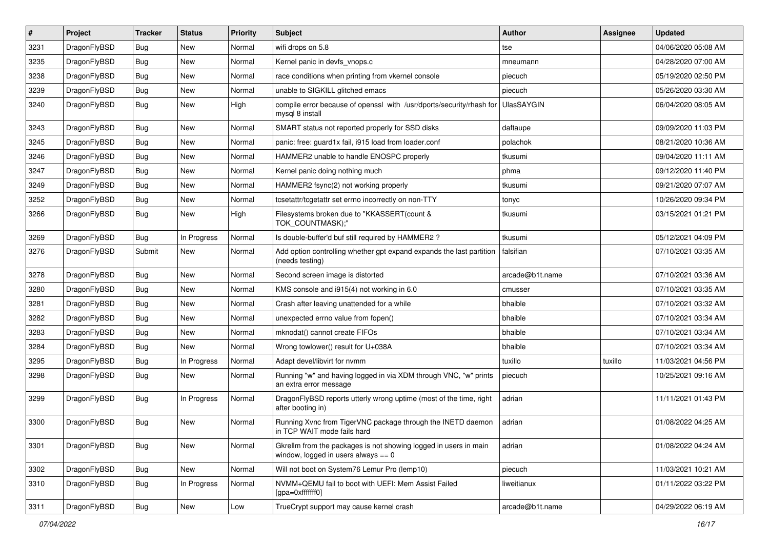| # | Project | Tracker | Status | Priority | Subject | Author | Assignee | Updated |
|---|---|---|---|---|---|---|---|---|
| 3231 | DragonFlyBSD | Bug | New | Normal | wifi drops on 5.8 | tse | | 04/06/2020 05:08 AM |
| 3235 | DragonFlyBSD | Bug | New | Normal | Kernel panic in devfs_vnops.c | mneumann | | 04/28/2020 07:00 AM |
| 3238 | DragonFlyBSD | Bug | New | Normal | race conditions when printing from vkernel console | piecuch | | 05/19/2020 02:50 PM |
| 3239 | DragonFlyBSD | Bug | New | Normal | unable to SIGKILL glitched emacs | piecuch | | 05/26/2020 03:30 AM |
| 3240 | DragonFlyBSD | Bug | New | High | compile error because of openssl with /usr/dports/security/rhash for mysql 8 install | UlasSAYGIN | | 06/04/2020 08:05 AM |
| 3243 | DragonFlyBSD | Bug | New | Normal | SMART status not reported properly for SSD disks | daftaupe | | 09/09/2020 11:03 PM |
| 3245 | DragonFlyBSD | Bug | New | Normal | panic: free: guard1x fail, i915 load from loader.conf | polachok | | 08/21/2020 10:36 AM |
| 3246 | DragonFlyBSD | Bug | New | Normal | HAMMER2 unable to handle ENOSPC properly | tkusumi | | 09/04/2020 11:11 AM |
| 3247 | DragonFlyBSD | Bug | New | Normal | Kernel panic doing nothing much | phma | | 09/12/2020 11:40 PM |
| 3249 | DragonFlyBSD | Bug | New | Normal | HAMMER2 fsync(2) not working properly | tkusumi | | 09/21/2020 07:07 AM |
| 3252 | DragonFlyBSD | Bug | New | Normal | tcsetattr/tcgetattr set errno incorrectly on non-TTY | tonyc | | 10/26/2020 09:34 PM |
| 3266 | DragonFlyBSD | Bug | New | High | Filesystems broken due to "KKASSERT(count & TOK_COUNTMASK);" | tkusumi | | 03/15/2021 01:21 PM |
| 3269 | DragonFlyBSD | Bug | In Progress | Normal | Is double-buffer'd buf still required by HAMMER2 ? | tkusumi | | 05/12/2021 04:09 PM |
| 3276 | DragonFlyBSD | Submit | New | Normal | Add option controlling whether gpt expand expands the last partition (needs testing) | falsifian | | 07/10/2021 03:35 AM |
| 3278 | DragonFlyBSD | Bug | New | Normal | Second screen image is distorted | arcade@b1t.name | | 07/10/2021 03:36 AM |
| 3280 | DragonFlyBSD | Bug | New | Normal | KMS console and i915(4) not working in 6.0 | cmusser | | 07/10/2021 03:35 AM |
| 3281 | DragonFlyBSD | Bug | New | Normal | Crash after leaving unattended for a while | bhaible | | 07/10/2021 03:32 AM |
| 3282 | DragonFlyBSD | Bug | New | Normal | unexpected errno value from fopen() | bhaible | | 07/10/2021 03:34 AM |
| 3283 | DragonFlyBSD | Bug | New | Normal | mknodat() cannot create FIFOs | bhaible | | 07/10/2021 03:34 AM |
| 3284 | DragonFlyBSD | Bug | New | Normal | Wrong towlower() result for U+038A | bhaible | | 07/10/2021 03:34 AM |
| 3295 | DragonFlyBSD | Bug | In Progress | Normal | Adapt devel/libvirt for nvmm | tuxillo | tuxillo | 11/03/2021 04:56 PM |
| 3298 | DragonFlyBSD | Bug | New | Normal | Running "w" and having logged in via XDM through VNC, "w" prints an extra error message | piecuch | | 10/25/2021 09:16 AM |
| 3299 | DragonFlyBSD | Bug | In Progress | Normal | DragonFlyBSD reports utterly wrong uptime (most of the time, right after booting in) | adrian | | 11/11/2021 01:43 PM |
| 3300 | DragonFlyBSD | Bug | New | Normal | Running Xvnc from TigerVNC package through the INETD daemon in TCP WAIT mode fails hard | adrian | | 01/08/2022 04:25 AM |
| 3301 | DragonFlyBSD | Bug | New | Normal | Gkrellm from the packages is not showing logged in users in main window, logged in users always == 0 | adrian | | 01/08/2022 04:24 AM |
| 3302 | DragonFlyBSD | Bug | New | Normal | Will not boot on System76 Lemur Pro (lemp10) | piecuch | | 11/03/2021 10:21 AM |
| 3310 | DragonFlyBSD | Bug | In Progress | Normal | NVMM+QEMU fail to boot with UEFI: Mem Assist Failed [gpa=0xfffffff0] | liweitianux | | 01/11/2022 03:22 PM |
| 3311 | DragonFlyBSD | Bug | New | Low | TrueCrypt support may cause kernel crash | arcade@b1t.name | | 04/29/2022 06:19 AM |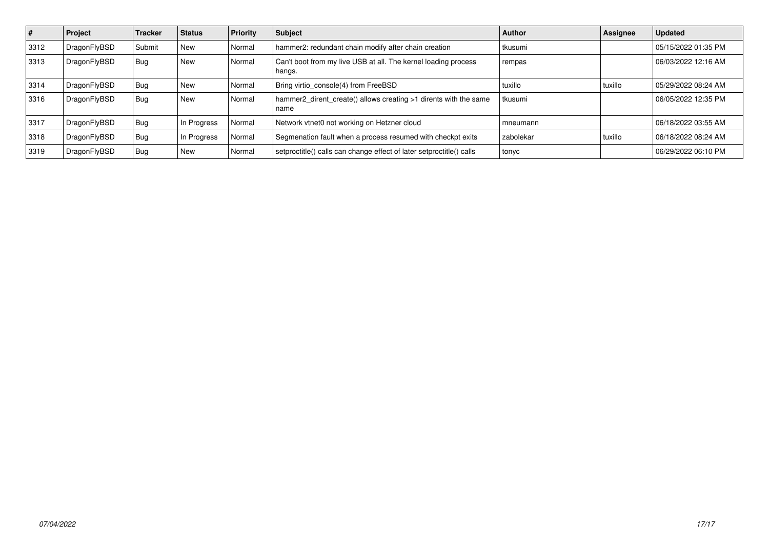| # | Project | Tracker | Status | Priority | Subject | Author | Assignee | Updated |
|---|---|---|---|---|---|---|---|---|
| 3312 | DragonFlyBSD | Submit | New | Normal | hammer2: redundant chain modify after chain creation | tkusumi | | 05/15/2022 01:35 PM |
| 3313 | DragonFlyBSD | Bug | New | Normal | Can't boot from my live USB at all. The kernel loading process hangs. | rempas | | 06/03/2022 12:16 AM |
| 3314 | DragonFlyBSD | Bug | New | Normal | Bring virtio_console(4) from FreeBSD | tuxillo | tuxillo | 05/29/2022 08:24 AM |
| 3316 | DragonFlyBSD | Bug | New | Normal | hammer2_dirent_create() allows creating >1 dirents with the same name | tkusumi | | 06/05/2022 12:35 PM |
| 3317 | DragonFlyBSD | Bug | In Progress | Normal | Network vtnet0 not working on Hetzner cloud | mneumann | | 06/18/2022 03:55 AM |
| 3318 | DragonFlyBSD | Bug | In Progress | Normal | Segmenation fault when a process resumed with checkpt exits | zabolekar | tuxillo | 06/18/2022 08:24 AM |
| 3319 | DragonFlyBSD | Bug | New | Normal | setproctitle() calls can change effect of later setproctitle() calls | tonyc | | 06/29/2022 06:10 PM |

*07/04/2022*